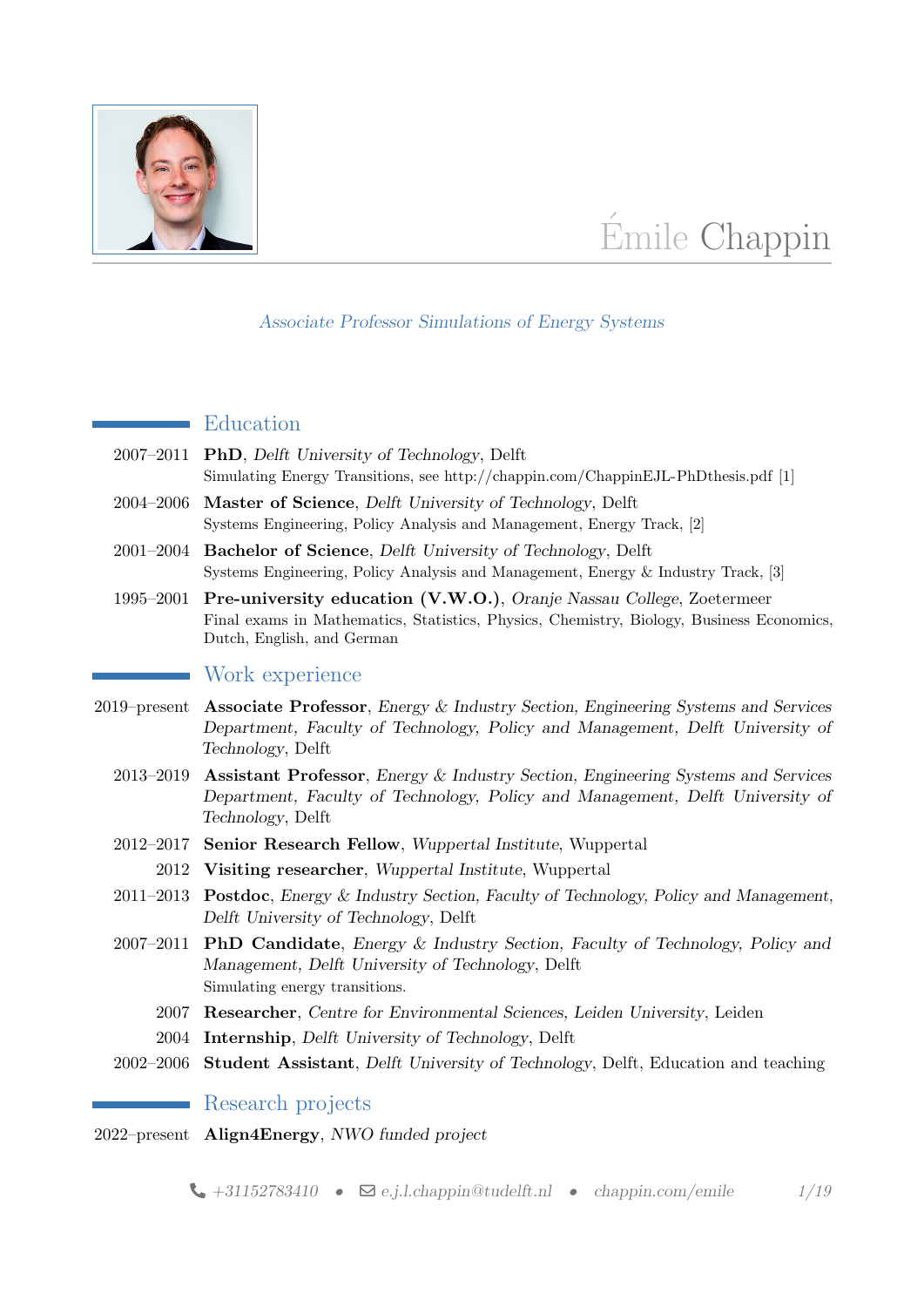# Émile Chappin

*Associate Professor Simulations of Energy Systems*

## Education

2007–2011 **PhD**, *Delft University of Technology*, Delft
Simulating Energy Transitions, see http://chappin.com/ChappinEJL-PhDthesis.pdf [1]

2004–2006 **Master of Science**, *Delft University of Technology*, Delft
Systems Engineering, Policy Analysis and Management, Energy Track, [2]

2001–2004 **Bachelor of Science**, *Delft University of Technology*, Delft
Systems Engineering, Policy Analysis and Management, Energy & Industry Track, [3]

1995–2001 **Pre-university education (V.W.O.)**, *Oranje Nassau College*, Zoetermeer
Final exams in Mathematics, Statistics, Physics, Chemistry, Biology, Business Economics, Dutch, English, and German

## Work experience

2019–present **Associate Professor**, *Energy & Industry Section, Engineering Systems and Services Department, Faculty of Technology, Policy and Management, Delft University of Technology*, Delft

2013–2019 **Assistant Professor**, *Energy & Industry Section, Engineering Systems and Services Department, Faculty of Technology, Policy and Management, Delft University of Technology*, Delft

2012–2017 **Senior Research Fellow**, *Wuppertal Institute*, Wuppertal

2012 **Visiting researcher**, *Wuppertal Institute*, Wuppertal

2011–2013 **Postdoc**, *Energy & Industry Section, Faculty of Technology, Policy and Management, Delft University of Technology*, Delft

2007–2011 **PhD Candidate**, *Energy & Industry Section, Faculty of Technology, Policy and Management, Delft University of Technology*, Delft
Simulating energy transitions.

2007 **Researcher**, *Centre for Environmental Sciences, Leiden University*, Leiden

2004 **Internship**, *Delft University of Technology*, Delft

2002–2006 **Student Assistant**, *Delft University of Technology*, Delft, Education and teaching

## Research projects

2022–present **Align4Energy**, *NWO funded project*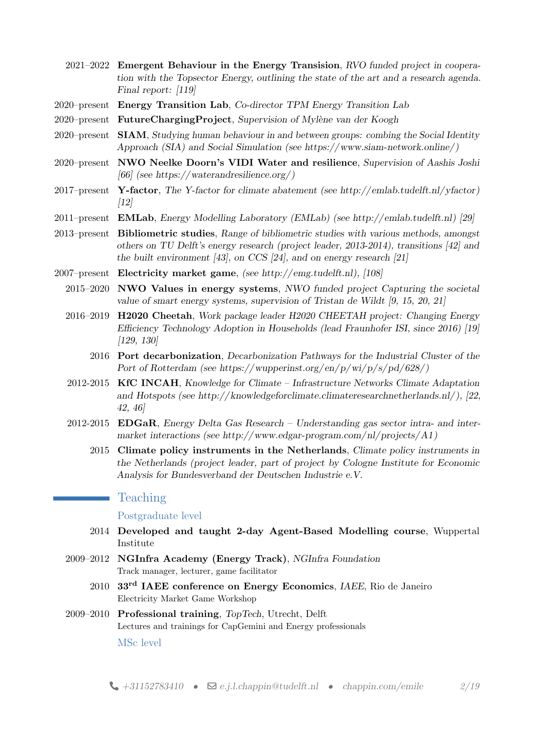- 2021–2022 **Emergent Behaviour in the Energy Transision**, *RVO funded project in cooperation with the Topsector Energy, outlining the state of the art and a research agenda. Final report: [119]*
- 2020–present **Energy Transition Lab**, *Co-director TPM Energy Transition Lab*
- 2020–present **FutureChargingProject**, *Supervision of Mylène van der Koogh*
- 2020–present **SIAM**, *Studying human behaviour in and between groups: combing the Social Identity Approach (SIA) and Social Simulation (see https://www.siam-network.online/)*
- 2020–present **NWO Neelke Doorn's VIDI Water and resilience**, *Supervision of Aashis Joshi [66] (see https://waterandresilience.org/)*
- 2017–present **Y-factor**, *The Y-factor for climate abatement (see http://emlab.tudelft.nl/yfactor) [12]*
- 2011–present **EMLab**, *Energy Modelling Laboratory (EMLab) (see http://emlab.tudelft.nl) [29]*
- 2013–present **Bibliometric studies**, *Range of bibliometric studies with various methods, amongst others on TU Delft's energy research (project leader, 2013-2014), transitions [42] and the built environment [43], on CCS [24], and on energy research [21]*
- 2007–present **Electricity market game**, *(see http://emg.tudelft.nl), [108]*
- 2015–2020 **NWO Values in energy systems**, *NWO funded project Capturing the societal value of smart energy systems, supervision of Tristan de Wildt [9, 15, 20, 21]*
- 2016–2019 **H2020 Cheetah**, *Work package leader H2020 CHEETAH project: Changing Energy Efficiency Technology Adoption in Households (lead Fraunhofer ISI, since 2016) [19] [129, 130]*
- 2016 **Port decarbonization**, *Decarbonization Pathways for the Industrial Cluster of the Port of Rotterdam (see https://wupperinst.org/en/p/wi/p/s/pd/628/)*
- 2012-2015 **KfC INCAH**, *Knowledge for Climate – Infrastructure Networks Climate Adaptation and Hotspots (see http://knowledgeforclimate.climateresearchnetherlands.nl/), [22, 42, 46]*
- 2012-2015 **EDGaR**, *Energy Delta Gas Research – Understanding gas sector intra- and inter-market interactions (see http://www.edgar-program.com/nl/projects/A1)*
- 2015 **Climate policy instruments in the Netherlands**, *Climate policy instruments in the Netherlands (project leader, part of project by Cologne Institute for Economic Analysis for Bundesverband der Deutschen Industrie e.V.*

## Teaching

### Postgraduate level

- 2014 **Developed and taught 2-day Agent-Based Modelling course**, Wuppertal Institute
- 2009–2012 **NGInfra Academy (Energy Track)**, *NGInfra Foundation*
  Track manager, lecturer, game facilitator
- 2010 **33rd IAEE conference on Energy Economics**, *IAEE*, Rio de Janeiro
  Electricity Market Game Workshop
- 2009–2010 **Professional training**, *TopTech*, Utrecht, Delft
  Lectures and trainings for CapGemini and Energy professionals

### MSc level

+31152783410 • e.j.l.chappin@tudelft.nl • chappin.com/emile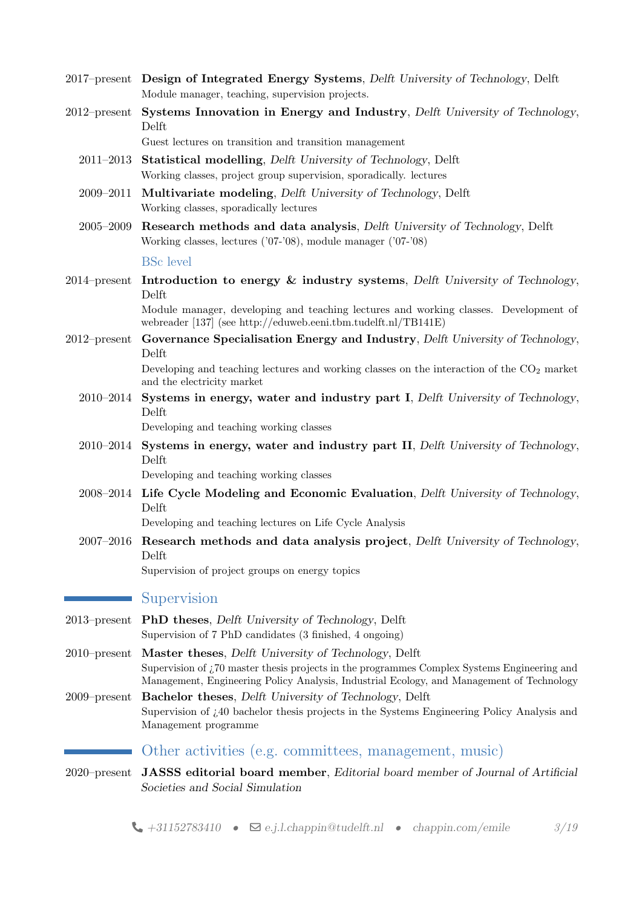2017–present **Design of Integrated Energy Systems**, *Delft University of Technology*, Delft
Module manager, teaching, supervision projects.

2012–present **Systems Innovation in Energy and Industry**, *Delft University of Technology*, Delft
Guest lectures on transition and transition management

2011–2013 **Statistical modelling**, *Delft University of Technology*, Delft
Working classes, project group supervision, sporadically. lectures

2009–2011 **Multivariate modeling**, *Delft University of Technology*, Delft
Working classes, sporadically lectures

2005–2009 **Research methods and data analysis**, *Delft University of Technology*, Delft
Working classes, lectures ('07-'08), module manager ('07-'08)

### BSc level

2014–present **Introduction to energy & industry systems**, *Delft University of Technology*, Delft
Module manager, developing and teaching lectures and working classes. Development of webreader [137] (see http://eduweb.eeni.tbm.tudelft.nl/TB141E)

2012–present **Governance Specialisation Energy and Industry**, *Delft University of Technology*, Delft
Developing and teaching lectures and working classes on the interaction of the $CO_2$ market and the electricity market

2010–2014 **Systems in energy, water and industry part I**, *Delft University of Technology*, Delft
Developing and teaching working classes

2010–2014 **Systems in energy, water and industry part II**, *Delft University of Technology*, Delft
Developing and teaching working classes

2008–2014 **Life Cycle Modeling and Economic Evaluation**, *Delft University of Technology*, Delft
Developing and teaching lectures on Life Cycle Analysis

2007–2016 **Research methods and data analysis project**, *Delft University of Technology*, Delft
Supervision of project groups on energy topics

## Supervision

2013–present **PhD theses**, *Delft University of Technology*, Delft
Supervision of 7 PhD candidates (3 finished, 4 ongoing)

2010–present **Master theses**, *Delft University of Technology*, Delft
Supervision of ¿70 master thesis projects in the programmes Complex Systems Engineering and Management, Engineering Policy Analysis, Industrial Ecology, and Management of Technology

2009–present **Bachelor theses**, *Delft University of Technology*, Delft
Supervision of ¿40 bachelor thesis projects in the Systems Engineering Policy Analysis and Management programme

## Other activities (e.g. committees, management, music)

2020–present **JASSS editorial board member**, *Editorial board member of Journal of Artificial Societies and Social Simulation*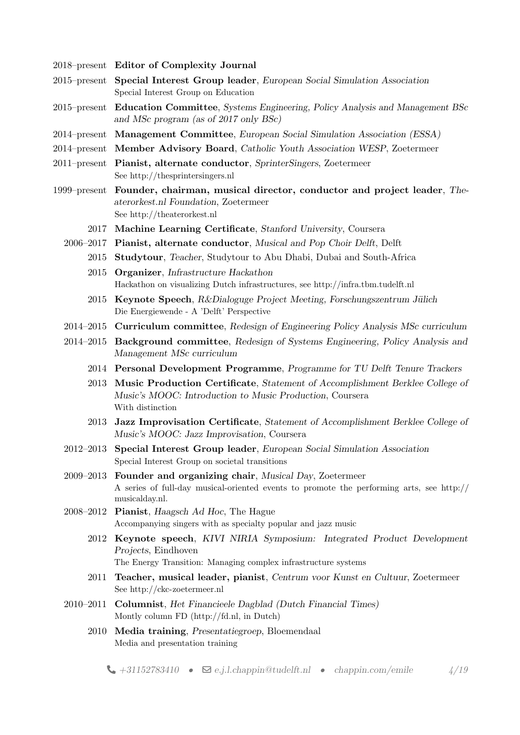2018–present **Editor of Complexity Journal**

2015–present **Special Interest Group leader**, *European Social Simulation Association*
Special Interest Group on Education

2015–present **Education Committee**, *Systems Engineering, Policy Analysis and Management BSc and MSc program (as of 2017 only BSc)*

2014–present **Management Committee**, *European Social Simulation Association (ESSA)*

2014–present **Member Advisory Board**, *Catholic Youth Association WESP*, Zoetermeer

2011–present **Pianist, alternate conductor**, *SprinterSingers*, Zoetermeer
See http://thesprintersingers.nl

1999–present **Founder, chairman, musical director, conductor and project leader**, *Theaterorkest.nl Foundation*, Zoetermeer
See http://theaterorkest.nl

2017 **Machine Learning Certificate**, *Stanford University*, Coursera

2006–2017 **Pianist, alternate conductor**, *Musical and Pop Choir Delft*, Delft

2015 **Studytour**, *Teacher*, Studytour to Abu Dhabi, Dubai and South-Africa

2015 **Organizer**, *Infrastructure Hackathon*
Hackathon on visualizing Dutch infrastructures, see http://infra.tbm.tudelft.nl

2015 **Keynote Speech**, *R&Dialoguge Project Meeting, Forschungszentrum Jülich*
Die Energiewende - A 'Delft' Perspective

2014–2015 **Curriculum committee**, *Redesign of Engineering Policy Analysis MSc curriculum*

2014–2015 **Background committee**, *Redesign of Systems Engineering, Policy Analysis and Management MSc curriculum*

2014 **Personal Development Programme**, *Programme for TU Delft Tenure Trackers*

2013 **Music Production Certificate**, *Statement of Accomplishment Berklee College of Music's MOOC: Introduction to Music Production*, Coursera
With distinction

2013 **Jazz Improvisation Certificate**, *Statement of Accomplishment Berklee College of Music's MOOC: Jazz Improvisation*, Coursera

2012–2013 **Special Interest Group leader**, *European Social Simulation Association*
Special Interest Group on societal transitions

2009–2013 **Founder and organizing chair**, *Musical Day*, Zoetermeer
A series of full-day musical-oriented events to promote the performing arts, see http://musicalday.nl.

2008–2012 **Pianist**, *Haagsch Ad Hoc*, The Hague
Accompanying singers with as specialty popular and jazz music

2012 **Keynote speech**, *KIVI NIRIA Symposium: Integrated Product Development Projects*, Eindhoven
The Energy Transition: Managing complex infrastructure systems

2011 **Teacher, musical leader, pianist**, *Centrum voor Kunst en Cultuur*, Zoetermeer
See http://ckc-zoetermeer.nl

2010–2011 **Columnist**, *Het Financieele Dagblad (Dutch Financial Times)*
Montly column FD (http://fd.nl, in Dutch)

2010 **Media training**, *Presentatiegroep*, Bloemendaal
Media and presentation training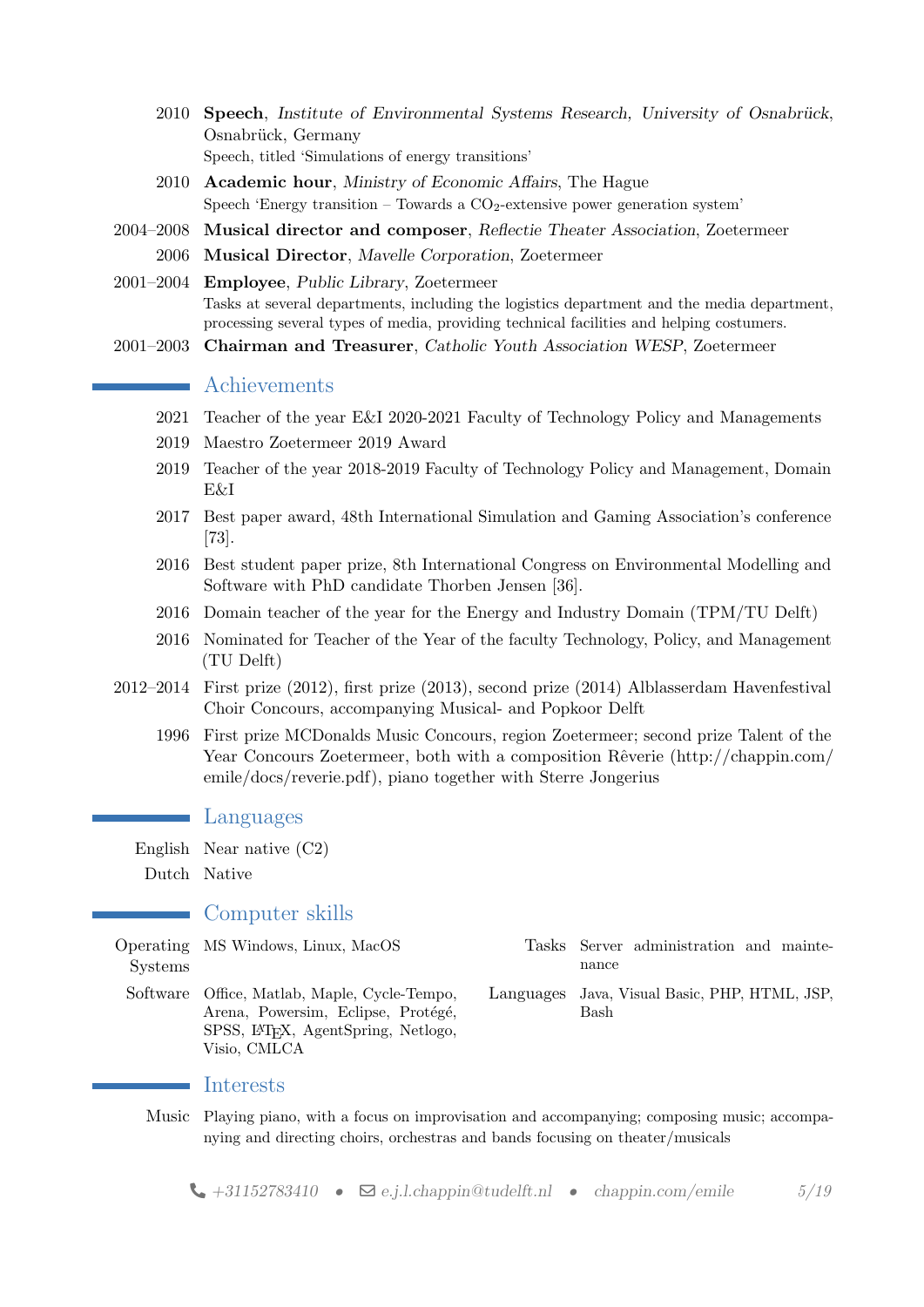- 2010 **Speech**, *Institute of Environmental Systems Research, University of Osnabrück*, Osnabrück, Germany
  Speech, titled 'Simulations of energy transitions'
- 2010 **Academic hour**, *Ministry of Economic Affairs*, The Hague
  Speech 'Energy transition – Towards a $CO_2$-extensive power generation system'
- 2004–2008 **Musical director and composer**, *Reflectie Theater Association*, Zoetermeer
- 2006 **Musical Director**, *Mavelle Corporation*, Zoetermeer
- 2001–2004 **Employee**, *Public Library*, Zoetermeer
  Tasks at several departments, including the logistics department and the media department, processing several types of media, providing technical facilities and helping costumers.
- 2001–2003 **Chairman and Treasurer**, *Catholic Youth Association WESP*, Zoetermeer

## Achievements

- 2021 Teacher of the year E&I 2020-2021 Faculty of Technology Policy and Managements
- 2019 Maestro Zoetermeer 2019 Award
- 2019 Teacher of the year 2018-2019 Faculty of Technology Policy and Management, Domain E&I
- 2017 Best paper award, 48th International Simulation and Gaming Association's conference [73].
- 2016 Best student paper prize, 8th International Congress on Environmental Modelling and Software with PhD candidate Thorben Jensen [36].
- 2016 Domain teacher of the year for the Energy and Industry Domain (TPM/TU Delft)
- 2016 Nominated for Teacher of the Year of the faculty Technology, Policy, and Management (TU Delft)
- 2012–2014 First prize (2012), first prize (2013), second prize (2014) Alblasserdam Havenfestival Choir Concours, accompanying Musical- and Popkoor Delft
- 1996 First prize MCDonalds Music Concours, region Zoetermeer; second prize Talent of the Year Concours Zoetermeer, both with a composition Rêverie (http://chappin.com/emile/docs/reverie.pdf), piano together with Sterre Jongerius

## Languages

- English Near native (C2)
- Dutch Native

## Computer skills

- Operating Systems: MS Windows, Linux, MacOS
- Software: Office, Matlab, Maple, Cycle-Tempo, Arena, Powersim, Eclipse, Protégé, SPSS, LaTeX, AgentSpring, Netlogo, Visio, CMLCA
- Tasks: Server administration and maintenance
- Languages: Java, Visual Basic, PHP, HTML, JSP, Bash

## Interests

- Music: Playing piano, with a focus on improvisation and accompanying; composing music; accompanying and directing choirs, orchestras and bands focusing on theater/musicals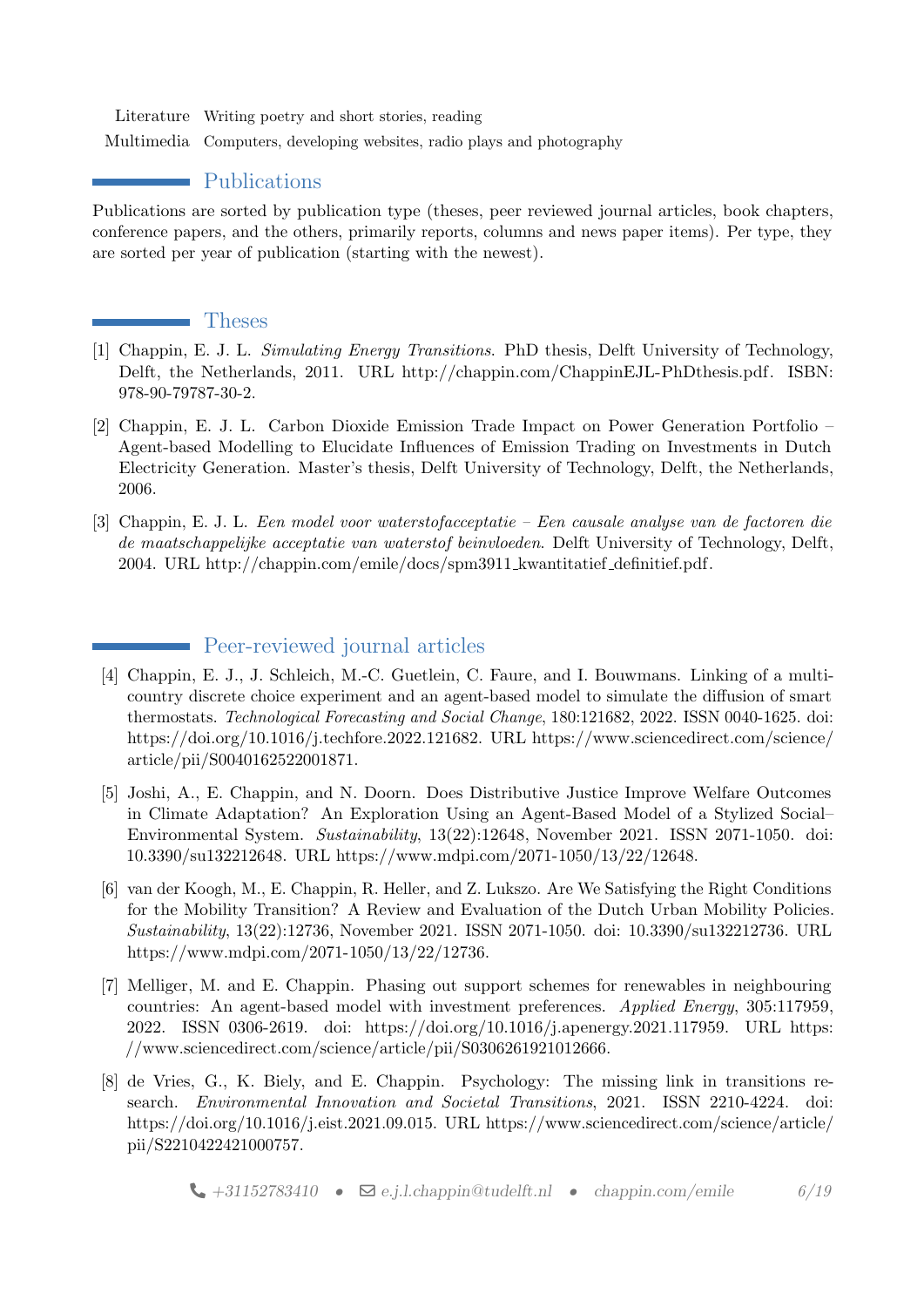| | |
|---|---|
| Literature | Writing poetry and short stories, reading |
| Multimedia | Computers, developing websites, radio plays and photography |

## Publications

Publications are sorted by publication type (theses, peer reviewed journal articles, book chapters, conference papers, and the others, primarily reports, columns and news paper items). Per type, they are sorted per year of publication (starting with the newest).

## Theses

[1] Chappin, E. J. L. *Simulating Energy Transitions*. PhD thesis, Delft University of Technology, Delft, the Netherlands, 2011. URL http://chappin.com/ChappinEJL-PhDthesis.pdf. ISBN: 978-90-79787-30-2.

[2] Chappin, E. J. L. Carbon Dioxide Emission Trade Impact on Power Generation Portfolio – Agent-based Modelling to Elucidate Influences of Emission Trading on Investments in Dutch Electricity Generation. Master's thesis, Delft University of Technology, Delft, the Netherlands, 2006.

[3] Chappin, E. J. L. *Een model voor waterstofacceptatie – Een causale analyse van de factoren die de maatschappelijke acceptatie van waterstof beïnvloeden*. Delft University of Technology, Delft, 2004. URL http://chappin.com/emile/docs/spm3911_kwantitatief_definitief.pdf.

## Peer-reviewed journal articles

[4] Chappin, E. J., J. Schleich, M.-C. Guetlein, C. Faure, and I. Bouwmans. Linking of a multi-country discrete choice experiment and an agent-based model to simulate the diffusion of smart thermostats. *Technological Forecasting and Social Change*, 180:121682, 2022. ISSN 0040-1625. doi: https://doi.org/10.1016/j.techfore.2022.121682. URL https://www.sciencedirect.com/science/article/pii/S0040162522001871.

[5] Joshi, A., E. Chappin, and N. Doorn. Does Distributive Justice Improve Welfare Outcomes in Climate Adaptation? An Exploration Using an Agent-Based Model of a Stylized Social–Environmental System. *Sustainability*, 13(22):12648, November 2021. ISSN 2071-1050. doi: 10.3390/su132212648. URL https://www.mdpi.com/2071-1050/13/22/12648.

[6] van der Koogh, M., E. Chappin, R. Heller, and Z. Lukszo. Are We Satisfying the Right Conditions for the Mobility Transition? A Review and Evaluation of the Dutch Urban Mobility Policies. *Sustainability*, 13(22):12736, November 2021. ISSN 2071-1050. doi: 10.3390/su132212736. URL https://www.mdpi.com/2071-1050/13/22/12736.

[7] Melliger, M. and E. Chappin. Phasing out support schemes for renewables in neighbouring countries: An agent-based model with investment preferences. *Applied Energy*, 305:117959, 2022. ISSN 0306-2619. doi: https://doi.org/10.1016/j.apenergy.2021.117959. URL https://www.sciencedirect.com/science/article/pii/S0306261921012666.

[8] de Vries, G., K. Biely, and E. Chappin. Psychology: The missing link in transitions research. *Environmental Innovation and Societal Transitions*, 2021. ISSN 2210-4224. doi: https://doi.org/10.1016/j.eist.2021.09.015. URL https://www.sciencedirect.com/science/article/pii/S2210422421000757.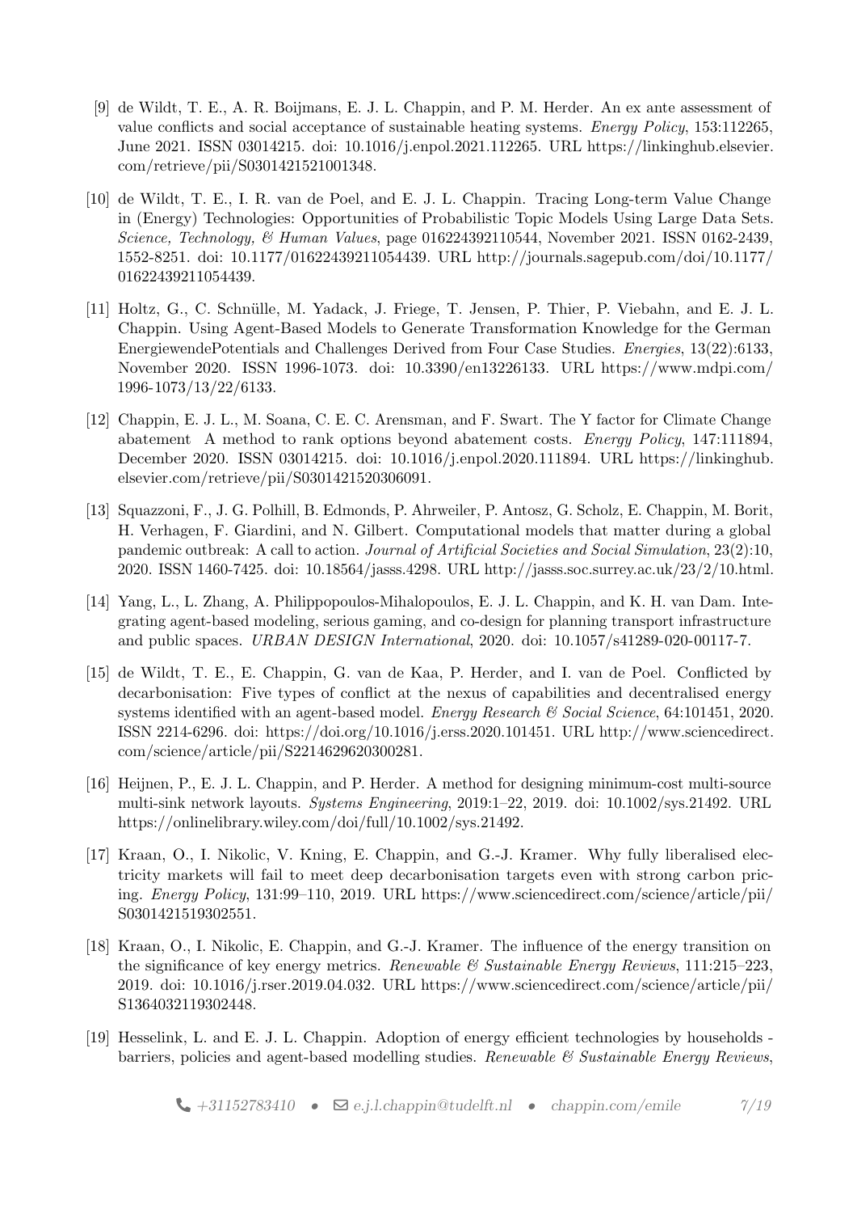[9] de Wildt, T. E., A. R. Boijmans, E. J. L. Chappin, and P. M. Herder. An ex ante assessment of value conflicts and social acceptance of sustainable heating systems. *Energy Policy*, 153:112265, June 2021. ISSN 03014215. doi: 10.1016/j.enpol.2021.112265. URL https://linkinghub.elsevier.com/retrieve/pii/S0301421521001348.

[10] de Wildt, T. E., I. R. van de Poel, and E. J. L. Chappin. Tracing Long-term Value Change in (Energy) Technologies: Opportunities of Probabilistic Topic Models Using Large Data Sets. *Science, Technology, & Human Values*, page 016224392110544, November 2021. ISSN 0162-2439, 1552-8251. doi: 10.1177/01622439211054439. URL http://journals.sagepub.com/doi/10.1177/01622439211054439.

[11] Holtz, G., C. Schnülle, M. Yadack, J. Friege, T. Jensen, P. Thier, P. Viebahn, and E. J. L. Chappin. Using Agent-Based Models to Generate Transformation Knowledge for the German EnergiewendePotentials and Challenges Derived from Four Case Studies. *Energies*, 13(22):6133, November 2020. ISSN 1996-1073. doi: 10.3390/en13226133. URL https://www.mdpi.com/1996-1073/13/22/6133.

[12] Chappin, E. J. L., M. Soana, C. E. C. Arensman, and F. Swart. The Y factor for Climate Change abatement A method to rank options beyond abatement costs. *Energy Policy*, 147:111894, December 2020. ISSN 03014215. doi: 10.1016/j.enpol.2020.111894. URL https://linkinghub.elsevier.com/retrieve/pii/S0301421520306091.

[13] Squazzoni, F., J. G. Polhill, B. Edmonds, P. Ahrweiler, P. Antosz, G. Scholz, E. Chappin, M. Borit, H. Verhagen, F. Giardini, and N. Gilbert. Computational models that matter during a global pandemic outbreak: A call to action. *Journal of Artificial Societies and Social Simulation*, 23(2):10, 2020. ISSN 1460-7425. doi: 10.18564/jasss.4298. URL http://jasss.soc.surrey.ac.uk/23/2/10.html.

[14] Yang, L., L. Zhang, A. Philippopoulos-Mihalopoulos, E. J. L. Chappin, and K. H. van Dam. Integrating agent-based modeling, serious gaming, and co-design for planning transport infrastructure and public spaces. *URBAN DESIGN International*, 2020. doi: 10.1057/s41289-020-00117-7.

[15] de Wildt, T. E., E. Chappin, G. van de Kaa, P. Herder, and I. van de Poel. Conflicted by decarbonisation: Five types of conflict at the nexus of capabilities and decentralised energy systems identified with an agent-based model. *Energy Research & Social Science*, 64:101451, 2020. ISSN 2214-6296. doi: https://doi.org/10.1016/j.erss.2020.101451. URL http://www.sciencedirect.com/science/article/pii/S2214629620300281.

[16] Heijnen, P., E. J. L. Chappin, and P. Herder. A method for designing minimum-cost multi-source multi-sink network layouts. *Systems Engineering*, 2019:1–22, 2019. doi: 10.1002/sys.21492. URL https://onlinelibrary.wiley.com/doi/full/10.1002/sys.21492.

[17] Kraan, O., I. Nikolic, V. Kning, E. Chappin, and G.-J. Kramer. Why fully liberalised electricity markets will fail to meet deep decarbonisation targets even with strong carbon pricing. *Energy Policy*, 131:99–110, 2019. URL https://www.sciencedirect.com/science/article/pii/S0301421519302551.

[18] Kraan, O., I. Nikolic, E. Chappin, and G.-J. Kramer. The influence of the energy transition on the significance of key energy metrics. *Renewable & Sustainable Energy Reviews*, 111:215–223, 2019. doi: 10.1016/j.rser.2019.04.032. URL https://www.sciencedirect.com/science/article/pii/S1364032119302448.

[19] Hesselink, L. and E. J. L. Chappin. Adoption of energy efficient technologies by households - barriers, policies and agent-based modelling studies. *Renewable & Sustainable Energy Reviews*,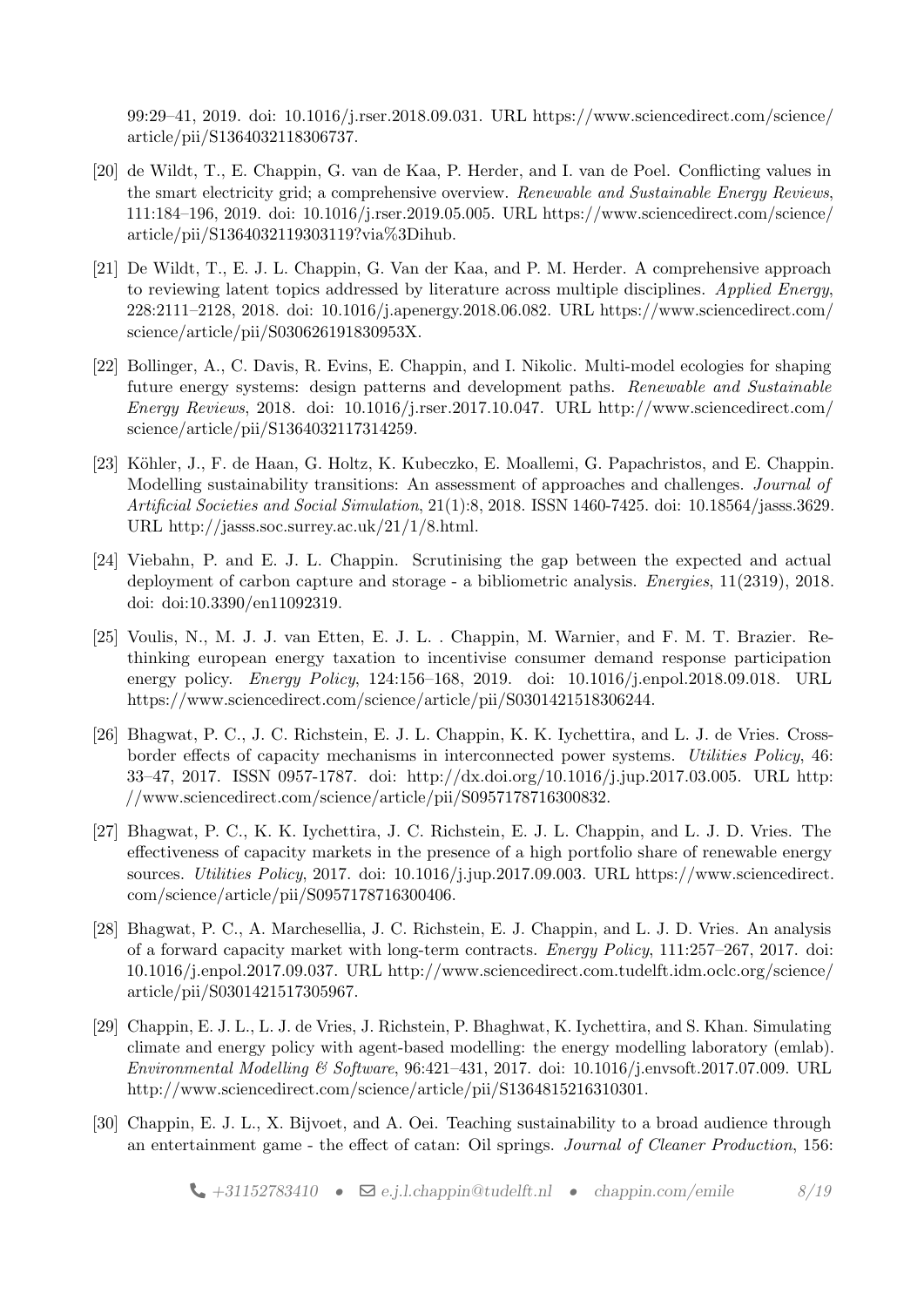99:29–41, 2019. doi: 10.1016/j.rser.2018.09.031. URL https://www.sciencedirect.com/science/article/pii/S1364032118306737.

[20] de Wildt, T., E. Chappin, G. van de Kaa, P. Herder, and I. van de Poel. Conflicting values in the smart electricity grid; a comprehensive overview. *Renewable and Sustainable Energy Reviews*, 111:184–196, 2019. doi: 10.1016/j.rser.2019.05.005. URL https://www.sciencedirect.com/science/article/pii/S1364032119303119?via%3Dihub.

[21] De Wildt, T., E. J. L. Chappin, G. Van der Kaa, and P. M. Herder. A comprehensive approach to reviewing latent topics addressed by literature across multiple disciplines. *Applied Energy*, 228:2111–2128, 2018. doi: 10.1016/j.apenergy.2018.06.082. URL https://www.sciencedirect.com/science/article/pii/S030626191830953X.

[22] Bollinger, A., C. Davis, R. Evins, E. Chappin, and I. Nikolic. Multi-model ecologies for shaping future energy systems: design patterns and development paths. *Renewable and Sustainable Energy Reviews*, 2018. doi: 10.1016/j.rser.2017.10.047. URL http://www.sciencedirect.com/science/article/pii/S1364032117314259.

[23] Köhler, J., F. de Haan, G. Holtz, K. Kubeczko, E. Moallemi, G. Papachristos, and E. Chappin. Modelling sustainability transitions: An assessment of approaches and challenges. *Journal of Artificial Societies and Social Simulation*, 21(1):8, 2018. ISSN 1460-7425. doi: 10.18564/jasss.3629. URL http://jasss.soc.surrey.ac.uk/21/1/8.html.

[24] Viebahn, P. and E. J. L. Chappin. Scrutinising the gap between the expected and actual deployment of carbon capture and storage - a bibliometric analysis. *Energies*, 11(2319), 2018. doi: doi:10.3390/en11092319.

[25] Voulis, N., M. J. J. van Etten, E. J. L. . Chappin, M. Warnier, and F. M. T. Brazier. Rethinking european energy taxation to incentivise consumer demand response participation energy policy. *Energy Policy*, 124:156–168, 2019. doi: 10.1016/j.enpol.2018.09.018. URL https://www.sciencedirect.com/science/article/pii/S0301421518306244.

[26] Bhagwat, P. C., J. C. Richstein, E. J. L. Chappin, K. K. Iychettira, and L. J. de Vries. Cross-border effects of capacity mechanisms in interconnected power systems. *Utilities Policy*, 46: 33–47, 2017. ISSN 0957-1787. doi: http://dx.doi.org/10.1016/j.jup.2017.03.005. URL http://www.sciencedirect.com/science/article/pii/S0957178716300832.

[27] Bhagwat, P. C., K. K. Iychettira, J. C. Richstein, E. J. L. Chappin, and L. J. D. Vries. The effectiveness of capacity markets in the presence of a high portfolio share of renewable energy sources. *Utilities Policy*, 2017. doi: 10.1016/j.jup.2017.09.003. URL https://www.sciencedirect.com/science/article/pii/S0957178716300406.

[28] Bhagwat, P. C., A. Marchesellia, J. C. Richstein, E. J. Chappin, and L. J. D. Vries. An analysis of a forward capacity market with long-term contracts. *Energy Policy*, 111:257–267, 2017. doi: 10.1016/j.enpol.2017.09.037. URL http://www.sciencedirect.com.tudelft.idm.oclc.org/science/article/pii/S0301421517305967.

[29] Chappin, E. J. L., L. J. de Vries, J. Richstein, P. Bhaghwat, K. Iychettira, and S. Khan. Simulating climate and energy policy with agent-based modelling: the energy modelling laboratory (emlab). *Environmental Modelling & Software*, 96:421–431, 2017. doi: 10.1016/j.envsoft.2017.07.009. URL http://www.sciencedirect.com/science/article/pii/S1364815216310301.

[30] Chappin, E. J. L., X. Bijvoet, and A. Oei. Teaching sustainability to a broad audience through an entertainment game - the effect of catan: Oil springs. *Journal of Cleaner Production*, 156: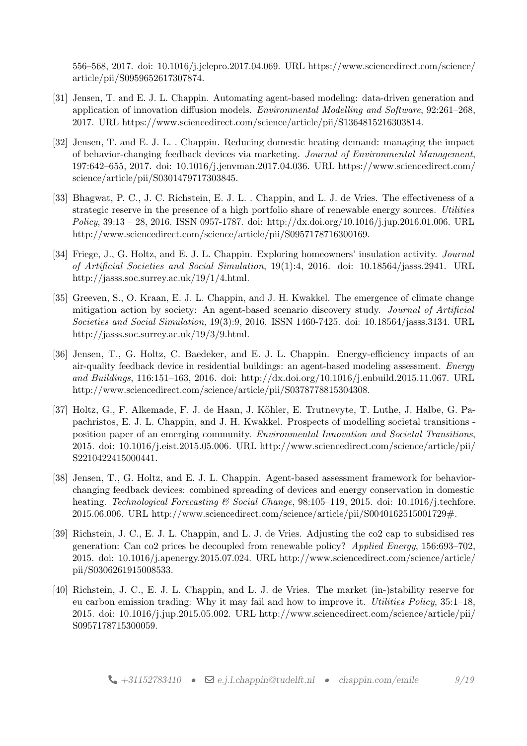556–568, 2017. doi: 10.1016/j.jclepro.2017.04.069. URL https://www.sciencedirect.com/science/article/pii/S0959652617307874.

[31] Jensen, T. and E. J. L. Chappin. Automating agent-based modeling: data-driven generation and application of innovation diffusion models. *Environmental Modelling and Software*, 92:261–268, 2017. URL https://www.sciencedirect.com/science/article/pii/S1364815216303814.

[32] Jensen, T. and E. J. L. . Chappin. Reducing domestic heating demand: managing the impact of behavior-changing feedback devices via marketing. *Journal of Environmental Management*, 197:642–655, 2017. doi: 10.1016/j.jenvman.2017.04.036. URL https://www.sciencedirect.com/science/article/pii/S0301479717303845.

[33] Bhagwat, P. C., J. C. Richstein, E. J. L. . Chappin, and L. J. de Vries. The effectiveness of a strategic reserve in the presence of a high portfolio share of renewable energy sources. *Utilities Policy*, 39:13 – 28, 2016. ISSN 0957-1787. doi: http://dx.doi.org/10.1016/j.jup.2016.01.006. URL http://www.sciencedirect.com/science/article/pii/S0957178716300169.

[34] Friege, J., G. Holtz, and E. J. L. Chappin. Exploring homeowners' insulation activity. *Journal of Artificial Societies and Social Simulation*, 19(1):4, 2016. doi: 10.18564/jasss.2941. URL http://jasss.soc.surrey.ac.uk/19/1/4.html.

[35] Greeven, S., O. Kraan, E. J. L. Chappin, and J. H. Kwakkel. The emergence of climate change mitigation action by society: An agent-based scenario discovery study. *Journal of Artificial Societies and Social Simulation*, 19(3):9, 2016. ISSN 1460-7425. doi: 10.18564/jasss.3134. URL http://jasss.soc.surrey.ac.uk/19/3/9.html.

[36] Jensen, T., G. Holtz, C. Baedeker, and E. J. L. Chappin. Energy-efficiency impacts of an air-quality feedback device in residential buildings: an agent-based modeling assessment. *Energy and Buildings*, 116:151–163, 2016. doi: http://dx.doi.org/10.1016/j.enbuild.2015.11.067. URL http://www.sciencedirect.com/science/article/pii/S0378778815304308.

[37] Holtz, G., F. Alkemade, F. J. de Haan, J. Köhler, E. Trutnevyte, T. Luthe, J. Halbe, G. Papachristos, E. J. L. Chappin, and J. H. Kwakkel. Prospects of modelling societal transitions - position paper of an emerging community. *Environmental Innovation and Societal Transitions*, 2015. doi: 10.1016/j.eist.2015.05.006. URL http://www.sciencedirect.com/science/article/pii/S2210422415000441.

[38] Jensen, T., G. Holtz, and E. J. L. Chappin. Agent-based assessment framework for behavior-changing feedback devices: combined spreading of devices and energy conservation in domestic heating. *Technological Forecasting & Social Change*, 98:105–119, 2015. doi: 10.1016/j.techfore.2015.06.006. URL http://www.sciencedirect.com/science/article/pii/S0040162515001729#.

[39] Richstein, J. C., E. J. L. Chappin, and L. J. de Vries. Adjusting the co2 cap to subsidised res generation: Can co2 prices be decoupled from renewable policy? *Applied Energy*, 156:693–702, 2015. doi: 10.1016/j.apenergy.2015.07.024. URL http://www.sciencedirect.com/science/article/pii/S0306261915008533.

[40] Richstein, J. C., E. J. L. Chappin, and L. J. de Vries. The market (in-)stability reserve for eu carbon emission trading: Why it may fail and how to improve it. *Utilities Policy*, 35:1–18, 2015. doi: 10.1016/j.jup.2015.05.002. URL http://www.sciencedirect.com/science/article/pii/S0957178715300059.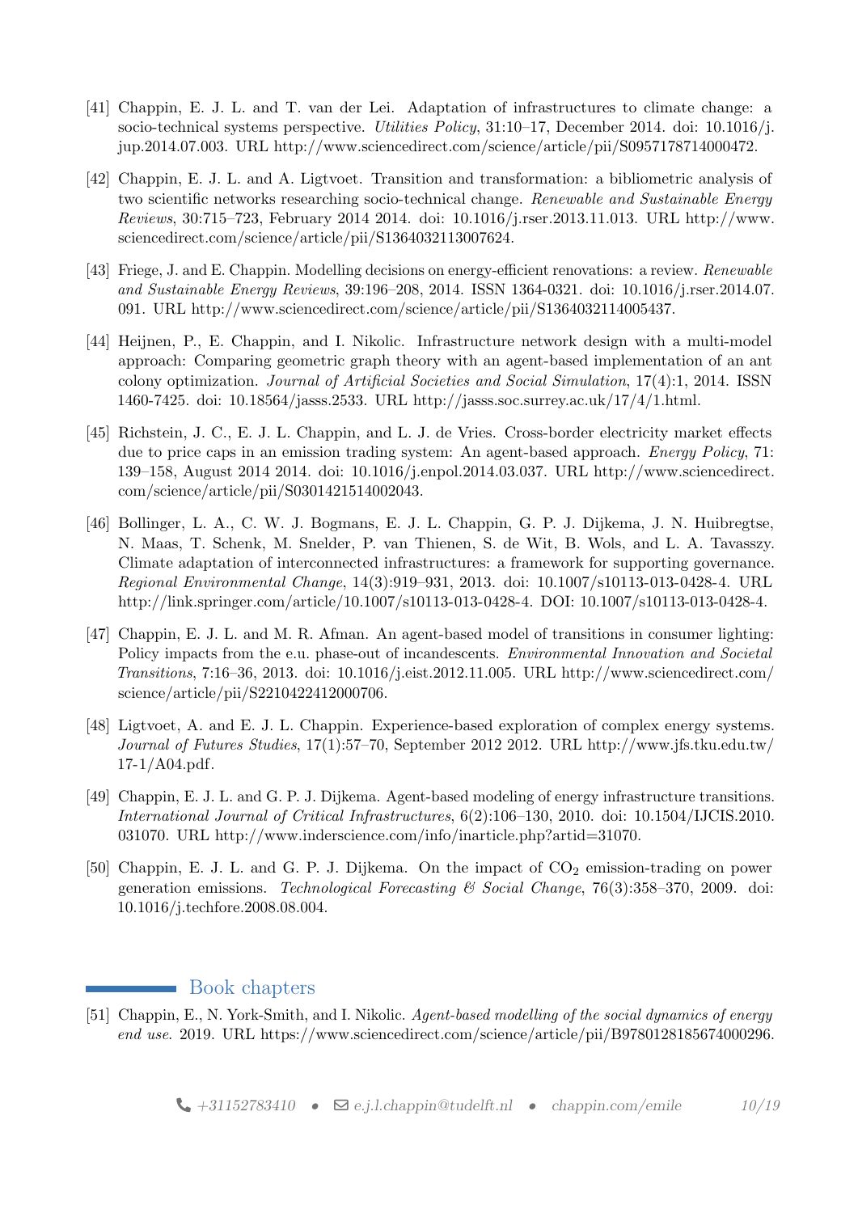[41] Chappin, E. J. L. and T. van der Lei. Adaptation of infrastructures to climate change: a socio-technical systems perspective. *Utilities Policy*, 31:10–17, December 2014. doi: 10.1016/j.jup.2014.07.003. URL http://www.sciencedirect.com/science/article/pii/S0957178714000472.

[42] Chappin, E. J. L. and A. Ligtvoet. Transition and transformation: a bibliometric analysis of two scientific networks researching socio-technical change. *Renewable and Sustainable Energy Reviews*, 30:715–723, February 2014 2014. doi: 10.1016/j.rser.2013.11.013. URL http://www.sciencedirect.com/science/article/pii/S1364032113007624.

[43] Friege, J. and E. Chappin. Modelling decisions on energy-efficient renovations: a review. *Renewable and Sustainable Energy Reviews*, 39:196–208, 2014. ISSN 1364-0321. doi: 10.1016/j.rser.2014.07.091. URL http://www.sciencedirect.com/science/article/pii/S1364032114005437.

[44] Heijnen, P., E. Chappin, and I. Nikolic. Infrastructure network design with a multi-model approach: Comparing geometric graph theory with an agent-based implementation of an ant colony optimization. *Journal of Artificial Societies and Social Simulation*, 17(4):1, 2014. ISSN 1460-7425. doi: 10.18564/jasss.2533. URL http://jasss.soc.surrey.ac.uk/17/4/1.html.

[45] Richstein, J. C., E. J. L. Chappin, and L. J. de Vries. Cross-border electricity market effects due to price caps in an emission trading system: An agent-based approach. *Energy Policy*, 71: 139–158, August 2014 2014. doi: 10.1016/j.enpol.2014.03.037. URL http://www.sciencedirect.com/science/article/pii/S0301421514002043.

[46] Bollinger, L. A., C. W. J. Bogmans, E. J. L. Chappin, G. P. J. Dijkema, J. N. Huibregtse, N. Maas, T. Schenk, M. Snelder, P. van Thienen, S. de Wit, B. Wols, and L. A. Tavasszy. Climate adaptation of interconnected infrastructures: a framework for supporting governance. *Regional Environmental Change*, 14(3):919–931, 2013. doi: 10.1007/s10113-013-0428-4. URL http://link.springer.com/article/10.1007/s10113-013-0428-4. DOI: 10.1007/s10113-013-0428-4.

[47] Chappin, E. J. L. and M. R. Afman. An agent-based model of transitions in consumer lighting: Policy impacts from the e.u. phase-out of incandescents. *Environmental Innovation and Societal Transitions*, 7:16–36, 2013. doi: 10.1016/j.eist.2012.11.005. URL http://www.sciencedirect.com/science/article/pii/S2210422412000706.

[48] Ligtvoet, A. and E. J. L. Chappin. Experience-based exploration of complex energy systems. *Journal of Futures Studies*, 17(1):57–70, September 2012 2012. URL http://www.jfs.tku.edu.tw/17-1/A04.pdf.

[49] Chappin, E. J. L. and G. P. J. Dijkema. Agent-based modeling of energy infrastructure transitions. *International Journal of Critical Infrastructures*, 6(2):106–130, 2010. doi: 10.1504/IJCIS.2010.031070. URL http://www.inderscience.com/info/inarticle.php?artid=31070.

[50] Chappin, E. J. L. and G. P. J. Dijkema. On the impact of $CO_2$ emission-trading on power generation emissions. *Technological Forecasting & Social Change*, 76(3):358–370, 2009. doi: 10.1016/j.techfore.2008.08.004.

## Book chapters

[51] Chappin, E., N. York-Smith, and I. Nikolic. *Agent-based modelling of the social dynamics of energy end use*. 2019. URL https://www.sciencedirect.com/science/article/pii/B9780128185674000296.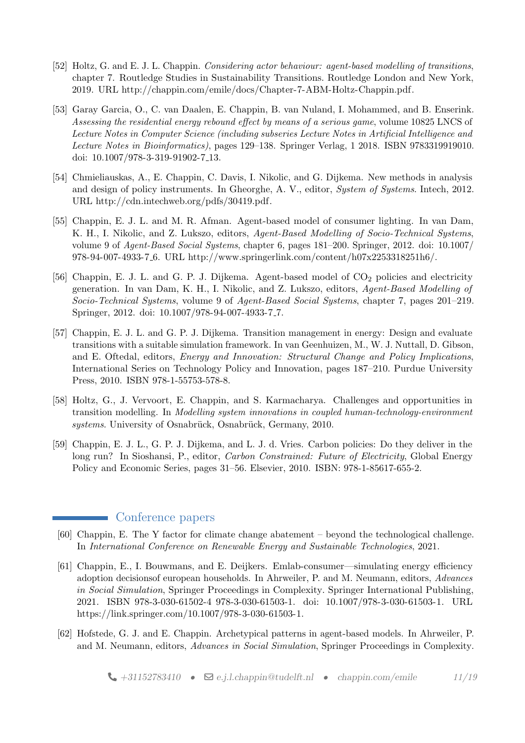[52] Holtz, G. and E. J. L. Chappin. *Considering actor behaviour: agent-based modelling of transitions*, chapter 7. Routledge Studies in Sustainability Transitions. Routledge London and New York, 2019. URL http://chappin.com/emile/docs/Chapter-7-ABM-Holtz-Chappin.pdf.

[53] Garay Garcia, O., C. van Daalen, E. Chappin, B. van Nuland, I. Mohammed, and B. Enserink. *Assessing the residential energy rebound effect by means of a serious game*, volume 10825 LNCS of *Lecture Notes in Computer Science (including subseries Lecture Notes in Artificial Intelligence and Lecture Notes in Bioinformatics)*, pages 129–138. Springer Verlag, 1 2018. ISBN 9783319919010. doi: 10.1007/978-3-319-91902-7_13.

[54] Chmieliauskas, A., E. Chappin, C. Davis, I. Nikolic, and G. Dijkema. New methods in analysis and design of policy instruments. In Gheorghe, A. V., editor, *System of Systems*. Intech, 2012. URL http://cdn.intechweb.org/pdfs/30419.pdf.

[55] Chappin, E. J. L. and M. R. Afman. Agent-based model of consumer lighting. In van Dam, K. H., I. Nikolic, and Z. Lukszo, editors, *Agent-Based Modelling of Socio-Technical Systems*, volume 9 of *Agent-Based Social Systems*, chapter 6, pages 181–200. Springer, 2012. doi: 10.1007/978-94-007-4933-7_6. URL http://www.springerlink.com/content/h07x2253318251h6/.

[56] Chappin, E. J. L. and G. P. J. Dijkema. Agent-based model of $CO_2$ policies and electricity generation. In van Dam, K. H., I. Nikolic, and Z. Lukszo, editors, *Agent-Based Modelling of Socio-Technical Systems*, volume 9 of *Agent-Based Social Systems*, chapter 7, pages 201–219. Springer, 2012. doi: 10.1007/978-94-007-4933-7_7.

[57] Chappin, E. J. L. and G. P. J. Dijkema. Transition management in energy: Design and evaluate transitions with a suitable simulation framework. In van Geenhuizen, M., W. J. Nuttall, D. Gibson, and E. Oftedal, editors, *Energy and Innovation: Structural Change and Policy Implications*, International Series on Technology Policy and Innovation, pages 187–210. Purdue University Press, 2010. ISBN 978-1-55753-578-8.

[58] Holtz, G., J. Vervoort, E. Chappin, and S. Karmacharya. Challenges and opportunities in transition modelling. In *Modelling system innovations in coupled human-technology-environment systems*. University of Osnabrück, Osnabrück, Germany, 2010.

[59] Chappin, E. J. L., G. P. J. Dijkema, and L. J. d. Vries. Carbon policies: Do they deliver in the long run? In Sioshansi, P., editor, *Carbon Constrained: Future of Electricity*, Global Energy Policy and Economic Series, pages 31–56. Elsevier, 2010. ISBN: 978-1-85617-655-2.

## Conference papers

[60] Chappin, E. The Y factor for climate change abatement – beyond the technological challenge. In *International Conference on Renewable Energy and Sustainable Technologies*, 2021.

[61] Chappin, E., I. Bouwmans, and E. Deijkers. Emlab-consumer—simulating energy efficiency adoption decisionsof european households. In Ahrweiler, P. and M. Neumann, editors, *Advances in Social Simulation*, Springer Proceedings in Complexity. Springer International Publishing, 2021. ISBN 978-3-030-61502-4 978-3-030-61503-1. doi: 10.1007/978-3-030-61503-1. URL https://link.springer.com/10.1007/978-3-030-61503-1.

[62] Hofstede, G. J. and E. Chappin. Archetypical patterns in agent-based models. In Ahrweiler, P. and M. Neumann, editors, *Advances in Social Simulation*, Springer Proceedings in Complexity.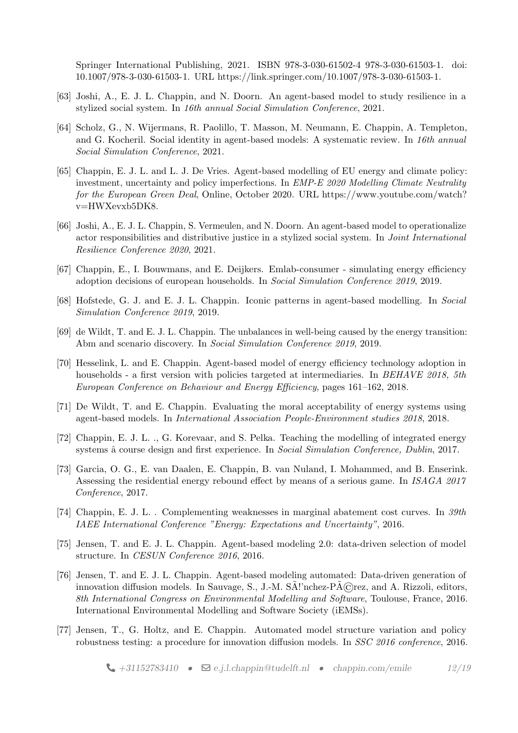Springer International Publishing, 2021. ISBN 978-3-030-61502-4 978-3-030-61503-1. doi: 10.1007/978-3-030-61503-1. URL https://link.springer.com/10.1007/978-3-030-61503-1.

[63] Joshi, A., E. J. L. Chappin, and N. Doorn. An agent-based model to study resilience in a stylized social system. In *16th annual Social Simulation Conference*, 2021.

[64] Scholz, G., N. Wijermans, R. Paolillo, T. Masson, M. Neumann, E. Chappin, A. Templeton, and G. Kocheril. Social identity in agent-based models: A systematic review. In *16th annual Social Simulation Conference*, 2021.

[65] Chappin, E. J. L. and L. J. De Vries. Agent-based modelling of EU energy and climate policy: investment, uncertainty and policy imperfections. In *EMP-E 2020 Modelling Climate Neutrality for the European Green Deal*, Online, October 2020. URL https://www.youtube.com/watch?v=HWXevxb5DK8.

[66] Joshi, A., E. J. L. Chappin, S. Vermeulen, and N. Doorn. An agent-based model to operationalize actor responsibilities and distributive justice in a stylized social system. In *Joint International Resilience Conference 2020*, 2021.

[67] Chappin, E., I. Bouwmans, and E. Deijkers. Emlab-consumer - simulating energy efficiency adoption decisions of european households. In *Social Simulation Conference 2019*, 2019.

[68] Hofstede, G. J. and E. J. L. Chappin. Iconic patterns in agent-based modelling. In *Social Simulation Conference 2019*, 2019.

[69] de Wildt, T. and E. J. L. Chappin. The unbalances in well-being caused by the energy transition: Abm and scenario discovery. In *Social Simulation Conference 2019*, 2019.

[70] Hesselink, L. and E. Chappin. Agent-based model of energy efficiency technology adoption in households - a first version with policies targeted at intermediaries. In *BEHAVE 2018, 5th European Conference on Behaviour and Energy Efficiency*, pages 161–162, 2018.

[71] De Wildt, T. and E. Chappin. Evaluating the moral acceptability of energy systems using agent-based models. In *International Association People-Environment studies 2018*, 2018.

[72] Chappin, E. J. L. ., G. Korevaar, and S. Pelka. Teaching the modelling of integrated energy systems â course design and first experience. In *Social Simulation Conference, Dublin*, 2017.

[73] Garcia, O. G., E. van Daalen, E. Chappin, B. van Nuland, I. Mohammed, and B. Enserink. Assessing the residential energy rebound effect by means of a serious game. In *ISAGA 2017 Conference*, 2017.

[74] Chappin, E. J. L. . Complementing weaknesses in marginal abatement cost curves. In *39th IAEE International Conference "Energy: Expectations and Uncertainty"*, 2016.

[75] Jensen, T. and E. J. L. Chappin. Agent-based modeling 2.0: data-driven selection of model structure. In *CESUN Conference 2016*, 2016.

[76] Jensen, T. and E. J. L. Chappin. Agent-based modeling automated: Data-driven generation of innovation diffusion models. In Sauvage, S., J.-M. SÃ!'nchez-PÃ©rez, and A. Rizzoli, editors, *8th International Congress on Environmental Modelling and Software*, Toulouse, France, 2016. International Environmental Modelling and Software Society (iEMSs).

[77] Jensen, T., G. Holtz, and E. Chappin. Automated model structure variation and policy robustness testing: a procedure for innovation diffusion models. In *SSC 2016 conference*, 2016.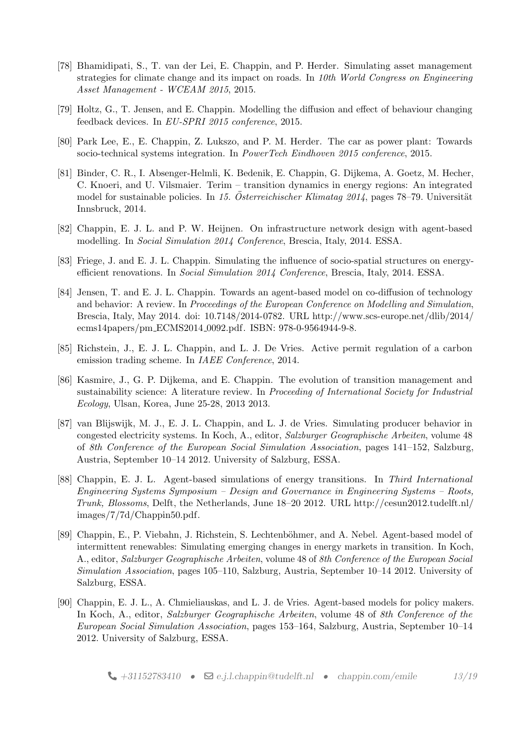[78] Bhamidipati, S., T. van der Lei, E. Chappin, and P. Herder. Simulating asset management strategies for climate change and its impact on roads. In *10th World Congress on Engineering Asset Management - WCEAM 2015*, 2015.

[79] Holtz, G., T. Jensen, and E. Chappin. Modelling the diffusion and effect of behaviour changing feedback devices. In *EU-SPRI 2015 conference*, 2015.

[80] Park Lee, E., E. Chappin, Z. Lukszo, and P. M. Herder. The car as power plant: Towards socio-technical systems integration. In *PowerTech Eindhoven 2015 conference*, 2015.

[81] Binder, C. R., I. Absenger-Helmli, K. Bedenik, E. Chappin, G. Dijkema, A. Goetz, M. Hecher, C. Knoeri, and U. Vilsmaier. Terim – transition dynamics in energy regions: An integrated model for sustainable policies. In *15. Österreichischer Klimatag 2014*, pages 78–79. Universität Innsbruck, 2014.

[82] Chappin, E. J. L. and P. W. Heijnen. On infrastructure network design with agent-based modelling. In *Social Simulation 2014 Conference*, Brescia, Italy, 2014. ESSA.

[83] Friege, J. and E. J. L. Chappin. Simulating the influence of socio-spatial structures on energy-efficient renovations. In *Social Simulation 2014 Conference*, Brescia, Italy, 2014. ESSA.

[84] Jensen, T. and E. J. L. Chappin. Towards an agent-based model on co-diffusion of technology and behavior: A review. In *Proceedings of the European Conference on Modelling and Simulation*, Brescia, Italy, May 2014. doi: 10.7148/2014-0782. URL http://www.scs-europe.net/dlib/2014/ecms14papers/pm_ECMS2014_0092.pdf. ISBN: 978-0-9564944-9-8.

[85] Richstein, J., E. J. L. Chappin, and L. J. De Vries. Active permit regulation of a carbon emission trading scheme. In *IAEE Conference*, 2014.

[86] Kasmire, J., G. P. Dijkema, and E. Chappin. The evolution of transition management and sustainability science: A literature review. In *Proceeding of International Society for Industrial Ecology*, Ulsan, Korea, June 25-28, 2013 2013.

[87] van Blijswijk, M. J., E. J. L. Chappin, and L. J. de Vries. Simulating producer behavior in congested electricity systems. In Koch, A., editor, *Salzburger Geographische Arbeiten*, volume 48 of *8th Conference of the European Social Simulation Association*, pages 141–152, Salzburg, Austria, September 10–14 2012. University of Salzburg, ESSA.

[88] Chappin, E. J. L. Agent-based simulations of energy transitions. In *Third International Engineering Systems Symposium – Design and Governance in Engineering Systems – Roots, Trunk, Blossoms*, Delft, the Netherlands, June 18–20 2012. URL http://cesun2012.tudelft.nl/images/7/7d/Chappin50.pdf.

[89] Chappin, E., P. Viebahn, J. Richstein, S. Lechtenböhmer, and A. Nebel. Agent-based model of intermittent renewables: Simulating emerging changes in energy markets in transition. In Koch, A., editor, *Salzburger Geographische Arbeiten*, volume 48 of *8th Conference of the European Social Simulation Association*, pages 105–110, Salzburg, Austria, September 10–14 2012. University of Salzburg, ESSA.

[90] Chappin, E. J. L., A. Chmieliauskas, and L. J. de Vries. Agent-based models for policy makers. In Koch, A., editor, *Salzburger Geographische Arbeiten*, volume 48 of *8th Conference of the European Social Simulation Association*, pages 153–164, Salzburg, Austria, September 10–14 2012. University of Salzburg, ESSA.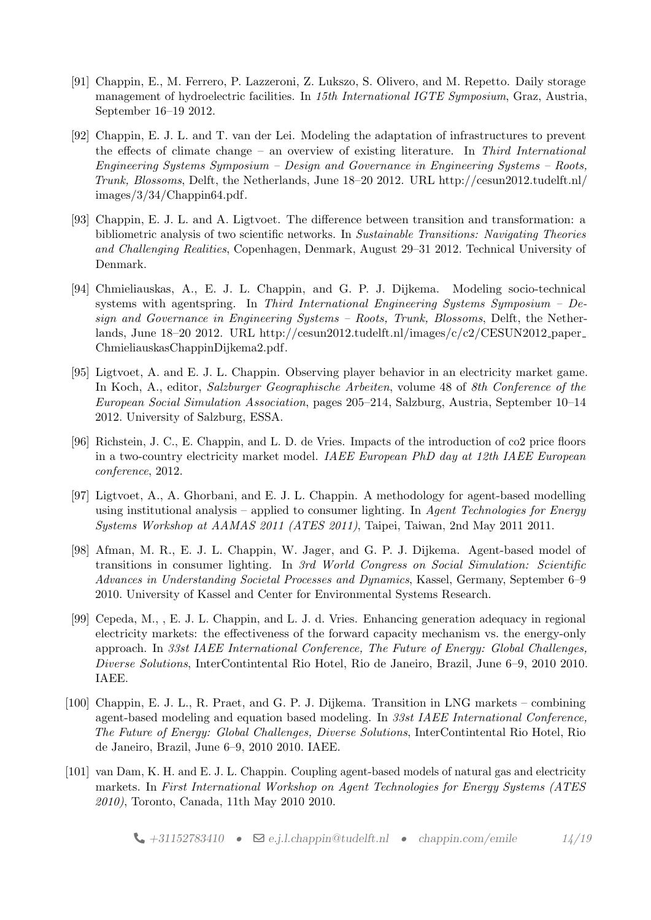[91] Chappin, E., M. Ferrero, P. Lazzeroni, Z. Lukszo, S. Olivero, and M. Repetto. Daily storage management of hydroelectric facilities. In *15th International IGTE Symposium*, Graz, Austria, September 16–19 2012.

[92] Chappin, E. J. L. and T. van der Lei. Modeling the adaptation of infrastructures to prevent the effects of climate change – an overview of existing literature. In *Third International Engineering Systems Symposium – Design and Governance in Engineering Systems – Roots, Trunk, Blossoms*, Delft, the Netherlands, June 18–20 2012. URL http://cesun2012.tudelft.nl/images/3/34/Chappin64.pdf.

[93] Chappin, E. J. L. and A. Ligtvoet. The difference between transition and transformation: a bibliometric analysis of two scientific networks. In *Sustainable Transitions: Navigating Theories and Challenging Realities*, Copenhagen, Denmark, August 29–31 2012. Technical University of Denmark.

[94] Chmieliauskas, A., E. J. L. Chappin, and G. P. J. Dijkema. Modeling socio-technical systems with agentspring. In *Third International Engineering Systems Symposium – Design and Governance in Engineering Systems – Roots, Trunk, Blossoms*, Delft, the Netherlands, June 18–20 2012. URL http://cesun2012.tudelft.nl/images/c/c2/CESUN2012_paper_ChmieliauskasChappinDijkema2.pdf.

[95] Ligtvoet, A. and E. J. L. Chappin. Observing player behavior in an electricity market game. In Koch, A., editor, *Salzburger Geographische Arbeiten*, volume 48 of *8th Conference of the European Social Simulation Association*, pages 205–214, Salzburg, Austria, September 10–14 2012. University of Salzburg, ESSA.

[96] Richstein, J. C., E. Chappin, and L. D. de Vries. Impacts of the introduction of co2 price floors in a two-country electricity market model. *IAEE European PhD day at 12th IAEE European conference*, 2012.

[97] Ligtvoet, A., A. Ghorbani, and E. J. L. Chappin. A methodology for agent-based modelling using institutional analysis – applied to consumer lighting. In *Agent Technologies for Energy Systems Workshop at AAMAS 2011 (ATES 2011)*, Taipei, Taiwan, 2nd May 2011 2011.

[98] Afman, M. R., E. J. L. Chappin, W. Jager, and G. P. J. Dijkema. Agent-based model of transitions in consumer lighting. In *3rd World Congress on Social Simulation: Scientific Advances in Understanding Societal Processes and Dynamics*, Kassel, Germany, September 6–9 2010. University of Kassel and Center for Environmental Systems Research.

[99] Cepeda, M., , E. J. L. Chappin, and L. J. d. Vries. Enhancing generation adequacy in regional electricity markets: the effectiveness of the forward capacity mechanism vs. the energy-only approach. In *33st IAEE International Conference, The Future of Energy: Global Challenges, Diverse Solutions*, InterContintental Rio Hotel, Rio de Janeiro, Brazil, June 6–9, 2010 2010. IAEE.

[100] Chappin, E. J. L., R. Praet, and G. P. J. Dijkema. Transition in LNG markets – combining agent-based modeling and equation based modeling. In *33st IAEE International Conference, The Future of Energy: Global Challenges, Diverse Solutions*, InterContintental Rio Hotel, Rio de Janeiro, Brazil, June 6–9, 2010 2010. IAEE.

[101] van Dam, K. H. and E. J. L. Chappin. Coupling agent-based models of natural gas and electricity markets. In *First International Workshop on Agent Technologies for Energy Systems (ATES 2010)*, Toronto, Canada, 11th May 2010 2010.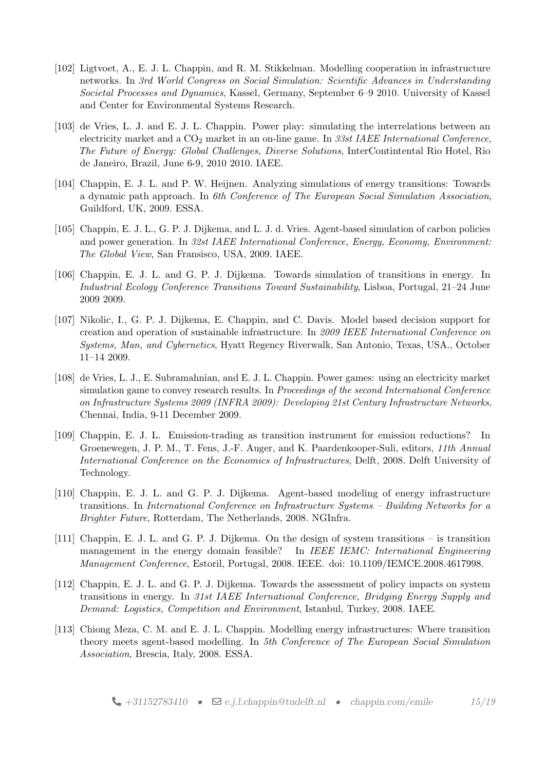[102] Ligtvoet, A., E. J. L. Chappin, and R. M. Stikkelman. Modelling cooperation in infrastructure networks. In *3rd World Congress on Social Simulation: Scientific Advances in Understanding Societal Processes and Dynamics*, Kassel, Germany, September 6–9 2010. University of Kassel and Center for Environmental Systems Research.

[103] de Vries, L. J. and E. J. L. Chappin. Power play: simulating the interrelations between an electricity market and a $CO_2$ market in an on-line game. In *33st IAEE International Conference, The Future of Energy: Global Challenges, Diverse Solutions*, InterContintental Rio Hotel, Rio de Janeiro, Brazil, June 6-9, 2010 2010. IAEE.

[104] Chappin, E. J. L. and P. W. Heijnen. Analyzing simulations of energy transitions: Towards a dynamic path approach. In *6th Conference of The European Social Simulation Association*, Guildford, UK, 2009. ESSA.

[105] Chappin, E. J. L., G. P. J. Dijkema, and L. J. d. Vries. Agent-based simulation of carbon policies and power generation. In *32st IAEE International Conference, Energy, Economy, Environment: The Global View*, San Fransisco, USA, 2009. IAEE.

[106] Chappin, E. J. L. and G. P. J. Dijkema. Towards simulation of transitions in energy. In *Industrial Ecology Conference Transitions Toward Sustainability*, Lisboa, Portugal, 21–24 June 2009 2009.

[107] Nikolic, I., G. P. J. Dijkema, E. Chappin, and C. Davis. Model based decision support for creation and operation of sustainable infrastructure. In *2009 IEEE International Conference on Systems, Man, and Cybernetics*, Hyatt Regency Riverwalk, San Antonio, Texas, USA., October 11–14 2009.

[108] de Vries, L. J., E. Subramahnian, and E. J. L. Chappin. Power games: using an electricity market simulation game to convey research results. In *Proceedings of the second International Conference on Infrastructure Systems 2009 (INFRA 2009): Developing 21st Century Infrastructure Networks*, Chennai, India, 9-11 December 2009.

[109] Chappin, E. J. L. Emission-trading as transition instrument for emission reductions? In Groenewegen, J. P. M., T. Fens, J.-F. Auger, and K. Paardenkooper-Suli, editors, *11th Annual International Conference on the Economics of Infrastructures*, Delft, 2008. Delft University of Technology.

[110] Chappin, E. J. L. and G. P. J. Dijkema. Agent-based modeling of energy infrastructure transitions. In *International Conference on Infrastructure Systems – Building Networks for a Brighter Future*, Rotterdam, The Netherlands, 2008. NGInfra.

[111] Chappin, E. J. L. and G. P. J. Dijkema. On the design of system transitions – is transition management in the energy domain feasible? In *IEEE IEMC: International Engineering Management Conference*, Estoril, Portugal, 2008. IEEE. doi: 10.1109/IEMCE.2008.4617998.

[112] Chappin, E. J. L. and G. P. J. Dijkema. Towards the assessment of policy impacts on system transitions in energy. In *31st IAEE International Conference, Bridging Energy Supply and Demand: Logistics, Competition and Environment*, Istanbul, Turkey, 2008. IAEE.

[113] Chiong Meza, C. M. and E. J. L. Chappin. Modelling energy infrastructures: Where transition theory meets agent-based modelling. In *5th Conference of The European Social Simulation Association*, Brescia, Italy, 2008. ESSA.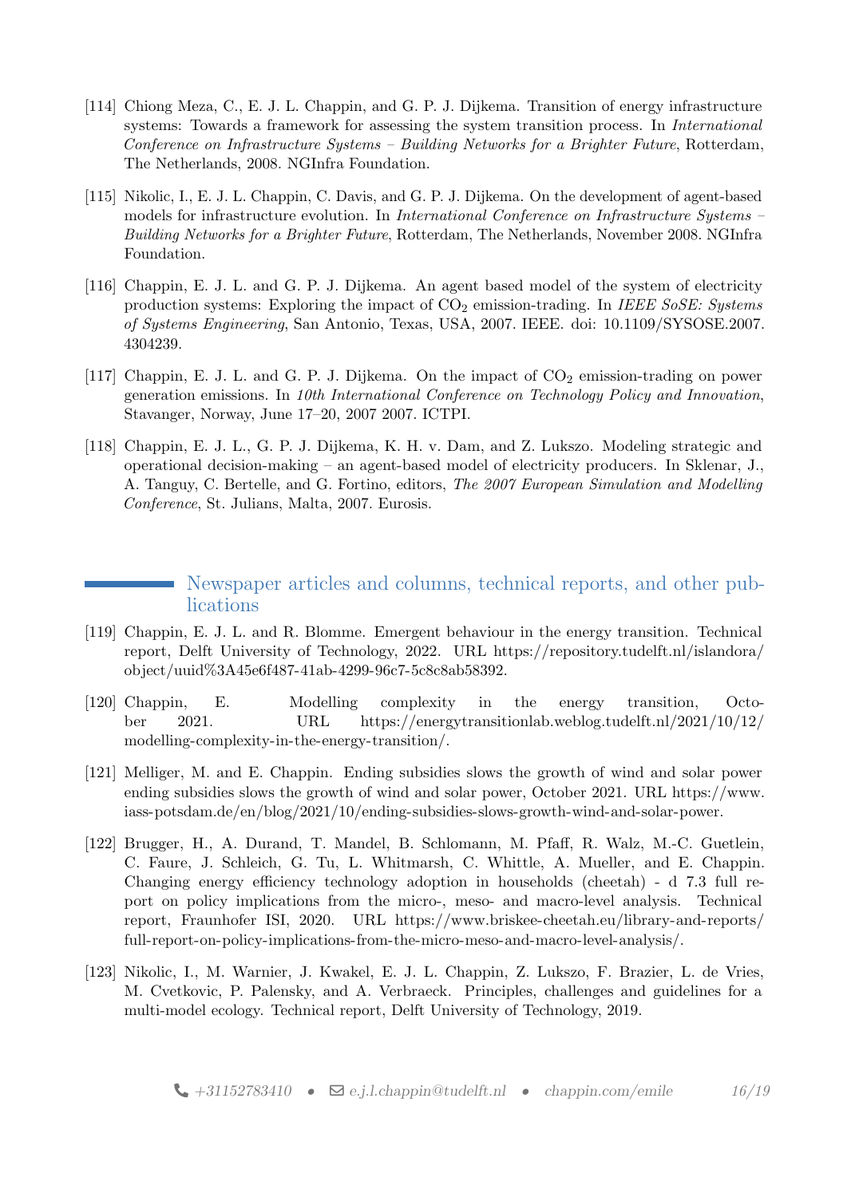[114] Chiong Meza, C., E. J. L. Chappin, and G. P. J. Dijkema. Transition of energy infrastructure systems: Towards a framework for assessing the system transition process. In *International Conference on Infrastructure Systems – Building Networks for a Brighter Future*, Rotterdam, The Netherlands, 2008. NGInfra Foundation.

[115] Nikolic, I., E. J. L. Chappin, C. Davis, and G. P. J. Dijkema. On the development of agent-based models for infrastructure evolution. In *International Conference on Infrastructure Systems – Building Networks for a Brighter Future*, Rotterdam, The Netherlands, November 2008. NGInfra Foundation.

[116] Chappin, E. J. L. and G. P. J. Dijkema. An agent based model of the system of electricity production systems: Exploring the impact of $CO_2$ emission-trading. In *IEEE SoSE: Systems of Systems Engineering*, San Antonio, Texas, USA, 2007. IEEE. doi: 10.1109/SYSOSE.2007.4304239.

[117] Chappin, E. J. L. and G. P. J. Dijkema. On the impact of $CO_2$ emission-trading on power generation emissions. In *10th International Conference on Technology Policy and Innovation*, Stavanger, Norway, June 17–20, 2007 2007. ICTPI.

[118] Chappin, E. J. L., G. P. J. Dijkema, K. H. v. Dam, and Z. Lukszo. Modeling strategic and operational decision-making – an agent-based model of electricity producers. In Sklenar, J., A. Tanguy, C. Bertelle, and G. Fortino, editors, *The 2007 European Simulation and Modelling Conference*, St. Julians, Malta, 2007. Eurosis.

## Newspaper articles and columns, technical reports, and other publications

[119] Chappin, E. J. L. and R. Blomme. Emergent behaviour in the energy transition. Technical report, Delft University of Technology, 2022. URL https://repository.tudelft.nl/islandora/object/uuid%3A45e6f487-41ab-4299-96c7-5c8c8ab58392.

[120] Chappin, E. Modelling complexity in the energy transition, October 2021. URL https://energytransitionlab.weblog.tudelft.nl/2021/10/12/modelling-complexity-in-the-energy-transition/.

[121] Melliger, M. and E. Chappin. Ending subsidies slows the growth of wind and solar power ending subsidies slows the growth of wind and solar power, October 2021. URL https://www.iass-potsdam.de/en/blog/2021/10/ending-subsidies-slows-growth-wind-and-solar-power.

[122] Brugger, H., A. Durand, T. Mandel, B. Schlomann, M. Pfaff, R. Walz, M.-C. Guetlein, C. Faure, J. Schleich, G. Tu, L. Whitmarsh, C. Whittle, A. Mueller, and E. Chappin. Changing energy efficiency technology adoption in households (cheetah) - d 7.3 full report on policy implications from the micro-, meso- and macro-level analysis. Technical report, Fraunhofer ISI, 2020. URL https://www.briskee-cheetah.eu/library-and-reports/full-report-on-policy-implications-from-the-micro-meso-and-macro-level-analysis/.

[123] Nikolic, I., M. Warnier, J. Kwakel, E. J. L. Chappin, Z. Lukszo, F. Brazier, L. de Vries, M. Cvetkovic, P. Palensky, and A. Verbraeck. Principles, challenges and guidelines for a multi-model ecology. Technical report, Delft University of Technology, 2019.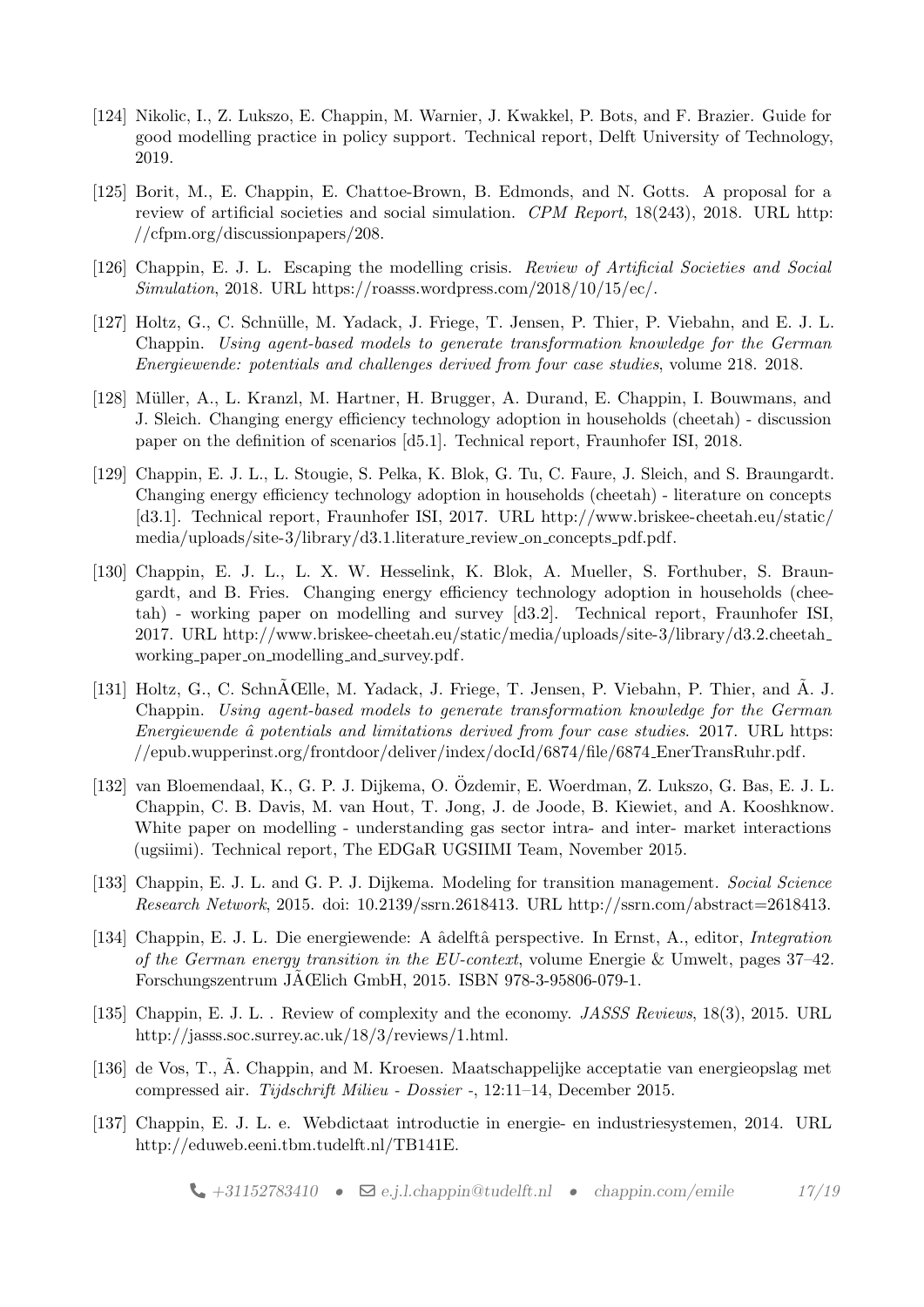[124] Nikolic, I., Z. Lukszo, E. Chappin, M. Warnier, J. Kwakkel, P. Bots, and F. Brazier. Guide for good modelling practice in policy support. Technical report, Delft University of Technology, 2019.

[125] Borit, M., E. Chappin, E. Chattoe-Brown, B. Edmonds, and N. Gotts. A proposal for a review of artificial societies and social simulation. *CPM Report*, 18(243), 2018. URL http://cfpm.org/discussionpapers/208.

[126] Chappin, E. J. L. Escaping the modelling crisis. *Review of Artificial Societies and Social Simulation*, 2018. URL https://roasss.wordpress.com/2018/10/15/ec/.

[127] Holtz, G., C. Schnülle, M. Yadack, J. Friege, T. Jensen, P. Thier, P. Viebahn, and E. J. L. Chappin. *Using agent-based models to generate transformation knowledge for the German Energiewende: potentials and challenges derived from four case studies*, volume 218. 2018.

[128] Müller, A., L. Kranzl, M. Hartner, H. Brugger, A. Durand, E. Chappin, I. Bouwmans, and J. Sleich. Changing energy efficiency technology adoption in households (cheetah) - discussion paper on the definition of scenarios [d5.1]. Technical report, Fraunhofer ISI, 2018.

[129] Chappin, E. J. L., L. Stougie, S. Pelka, K. Blok, G. Tu, C. Faure, J. Sleich, and S. Braungardt. Changing energy efficiency technology adoption in households (cheetah) - literature on concepts [d3.1]. Technical report, Fraunhofer ISI, 2017. URL http://www.briskee-cheetah.eu/static/media/uploads/site-3/library/d3.1.literature_review_on_concepts_pdf.pdf.

[130] Chappin, E. J. L., L. X. W. Hesselink, K. Blok, A. Mueller, S. Forthuber, S. Braungardt, and B. Fries. Changing energy efficiency technology adoption in households (cheetah) - working paper on modelling and survey [d3.2]. Technical report, Fraunhofer ISI, 2017. URL http://www.briskee-cheetah.eu/static/media/uploads/site-3/library/d3.2.cheetah_working_paper_on_modelling_and_survey.pdf.

[131] Holtz, G., C. SchnÃŒlle, M. Yadack, J. Friege, T. Jensen, P. Viebahn, P. Thier, and Ã. J. Chappin. *Using agent-based models to generate transformation knowledge for the German Energiewende â potentials and limitations derived from four case studies*. 2017. URL https://epub.wupperinst.org/frontdoor/deliver/index/docId/6874/file/6874_EnerTransRuhr.pdf.

[132] van Bloemendaal, K., G. P. J. Dijkema, O. Özdemir, E. Woerdman, Z. Lukszo, G. Bas, E. J. L. Chappin, C. B. Davis, M. van Hout, T. Jong, J. de Joode, B. Kiewiet, and A. Kooshknow. White paper on modelling - understanding gas sector intra- and inter- market interactions (ugsiimi). Technical report, The EDGaR UGSIIMI Team, November 2015.

[133] Chappin, E. J. L. and G. P. J. Dijkema. Modeling for transition management. *Social Science Research Network*, 2015. doi: 10.2139/ssrn.2618413. URL http://ssrn.com/abstract=2618413.

[134] Chappin, E. J. L. Die energiewende: A âdelftâ perspective. In Ernst, A., editor, *Integration of the German energy transition in the EU-context*, volume Energie & Umwelt, pages 37–42. Forschungszentrum JÃŒlich GmbH, 2015. ISBN 978-3-95806-079-1.

[135] Chappin, E. J. L. . Review of complexity and the economy. *JASSS Reviews*, 18(3), 2015. URL http://jasss.soc.surrey.ac.uk/18/3/reviews/1.html.

[136] de Vos, T., Ã. Chappin, and M. Kroesen. Maatschappelijke acceptatie van energieopslag met compressed air. *Tijdschrift Milieu - Dossier* -, 12:11–14, December 2015.

[137] Chappin, E. J. L. e. Webdictaat introductie in energie- en industriesystemen, 2014. URL http://eduweb.eeni.tbm.tudelft.nl/TB141E.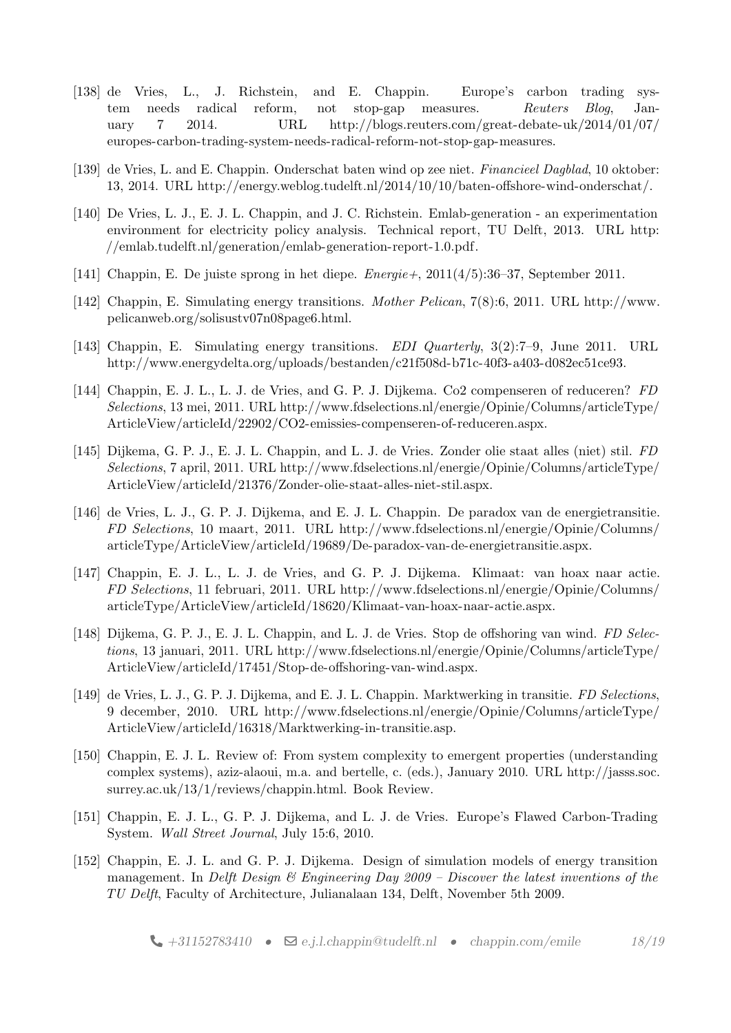[138] de Vries, L., J. Richstein, and E. Chappin. Europe's carbon trading system needs radical reform, not stop-gap measures. *Reuters Blog*, January 7 2014. URL http://blogs.reuters.com/great-debate-uk/2014/01/07/europes-carbon-trading-system-needs-radical-reform-not-stop-gap-measures.

[139] de Vries, L. and E. Chappin. Onderschat baten wind op zee niet. *Financieel Dagblad*, 10 oktober: 13, 2014. URL http://energy.weblog.tudelft.nl/2014/10/10/baten-offshore-wind-onderschat/.

[140] De Vries, L. J., E. J. L. Chappin, and J. C. Richstein. Emlab-generation - an experimentation environment for electricity policy analysis. Technical report, TU Delft, 2013. URL http://emlab.tudelft.nl/generation/emlab-generation-report-1.0.pdf.

[141] Chappin, E. De juiste sprong in het diepe. *Energie+*, 2011(4/5):36–37, September 2011.

[142] Chappin, E. Simulating energy transitions. *Mother Pelican*, 7(8):6, 2011. URL http://www.pelicanweb.org/solisustv07n08page6.html.

[143] Chappin, E. Simulating energy transitions. *EDI Quarterly*, 3(2):7–9, June 2011. URL http://www.energydelta.org/uploads/bestanden/c21f508d-b71c-40f3-a403-d082ec51ce93.

[144] Chappin, E. J. L., L. J. de Vries, and G. P. J. Dijkema. Co2 compenseren of reduceren? *FD Selections*, 13 mei, 2011. URL http://www.fdselections.nl/energie/Opinie/Columns/articleType/ArticleView/articleId/22902/CO2-emissies-compenseren-of-reduceren.aspx.

[145] Dijkema, G. P. J., E. J. L. Chappin, and L. J. de Vries. Zonder olie staat alles (niet) stil. *FD Selections*, 7 april, 2011. URL http://www.fdselections.nl/energie/Opinie/Columns/articleType/ArticleView/articleId/21376/Zonder-olie-staat-alles-niet-stil.aspx.

[146] de Vries, L. J., G. P. J. Dijkema, and E. J. L. Chappin. De paradox van de energietransitie. *FD Selections*, 10 maart, 2011. URL http://www.fdselections.nl/energie/Opinie/Columns/articleType/ArticleView/articleId/19689/De-paradox-van-de-energietransitie.aspx.

[147] Chappin, E. J. L., L. J. de Vries, and G. P. J. Dijkema. Klimaat: van hoax naar actie. *FD Selections*, 11 februari, 2011. URL http://www.fdselections.nl/energie/Opinie/Columns/articleType/ArticleView/articleId/18620/Klimaat-van-hoax-naar-actie.aspx.

[148] Dijkema, G. P. J., E. J. L. Chappin, and L. J. de Vries. Stop de offshoring van wind. *FD Selections*, 13 januari, 2011. URL http://www.fdselections.nl/energie/Opinie/Columns/articleType/ArticleView/articleId/17451/Stop-de-offshoring-van-wind.aspx.

[149] de Vries, L. J., G. P. J. Dijkema, and E. J. L. Chappin. Marktwerking in transitie. *FD Selections*, 9 december, 2010. URL http://www.fdselections.nl/energie/Opinie/Columns/articleType/ArticleView/articleId/16318/Marktwerking-in-transitie.asp.

[150] Chappin, E. J. L. Review of: From system complexity to emergent properties (understanding complex systems), aziz-alaoui, m.a. and bertelle, c. (eds.), January 2010. URL http://jasss.soc.surrey.ac.uk/13/1/reviews/chappin.html. Book Review.

[151] Chappin, E. J. L., G. P. J. Dijkema, and L. J. de Vries. Europe's Flawed Carbon-Trading System. *Wall Street Journal*, July 15:6, 2010.

[152] Chappin, E. J. L. and G. P. J. Dijkema. Design of simulation models of energy transition management. In *Delft Design & Engineering Day 2009 – Discover the latest inventions of the TU Delft*, Faculty of Architecture, Julianalaan 134, Delft, November 5th 2009.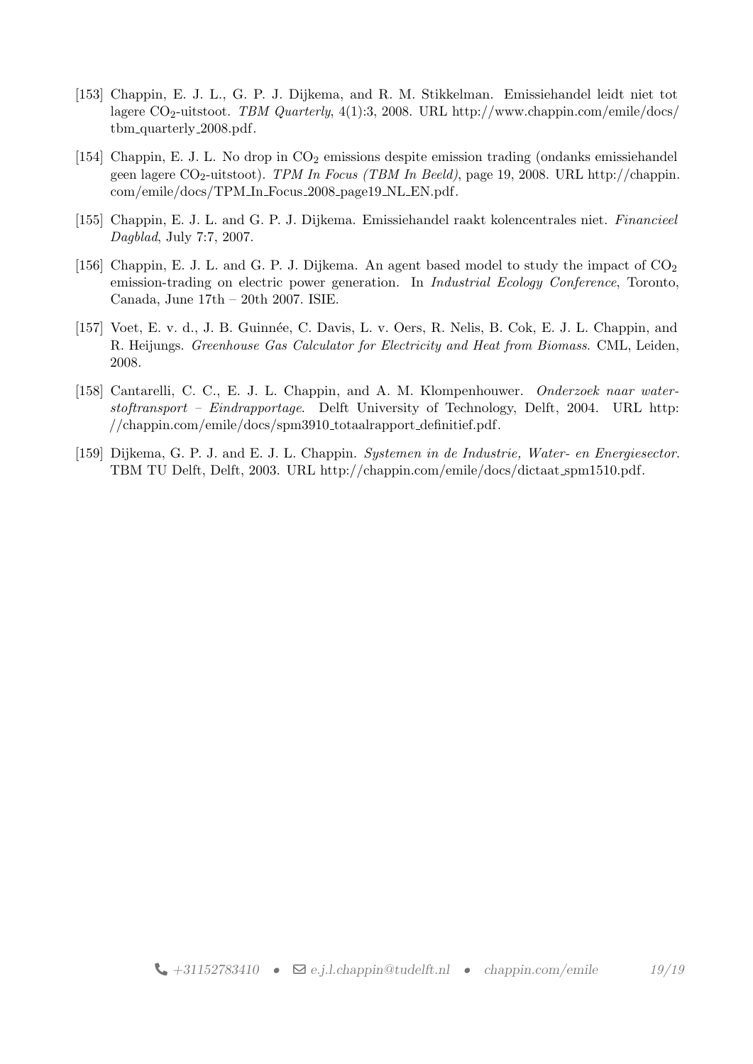[153] Chappin, E. J. L., G. P. J. Dijkema, and R. M. Stikkelman. Emissiehandel leidt niet tot lagere $CO_2$-uitstoot. *TBM Quarterly*, 4(1):3, 2008. URL http://www.chappin.com/emile/docs/tbm_quarterly_2008.pdf.

[154] Chappin, E. J. L. No drop in $CO_2$ emissions despite emission trading (ondanks emissiehandel geen lagere $CO_2$-uitstoot). *TPM In Focus (TBM In Beeld)*, page 19, 2008. URL http://chappin.com/emile/docs/TPM_In_Focus_2008_page19_NL_EN.pdf.

[155] Chappin, E. J. L. and G. P. J. Dijkema. Emissiehandel raakt kolencentrales niet. *Financieel Dagblad*, July 7:7, 2007.

[156] Chappin, E. J. L. and G. P. J. Dijkema. An agent based model to study the impact of $CO_2$ emission-trading on electric power generation. In *Industrial Ecology Conference*, Toronto, Canada, June 17th – 20th 2007. ISIE.

[157] Voet, E. v. d., J. B. Guinnée, C. Davis, L. v. Oers, R. Nelis, B. Cok, E. J. L. Chappin, and R. Heijungs. *Greenhouse Gas Calculator for Electricity and Heat from Biomass*. CML, Leiden, 2008.

[158] Cantarelli, C. C., E. J. L. Chappin, and A. M. Klompenhouwer. *Onderzoek naar waterstoftransport – Eindrapportage*. Delft University of Technology, Delft, 2004. URL http://chappin.com/emile/docs/spm3910_totaalrapport_definitief.pdf.

[159] Dijkema, G. P. J. and E. J. L. Chappin. *Systemen in de Industrie, Water- en Energiesector*. TBM TU Delft, Delft, 2003. URL http://chappin.com/emile/docs/dictaat_spm1510.pdf.